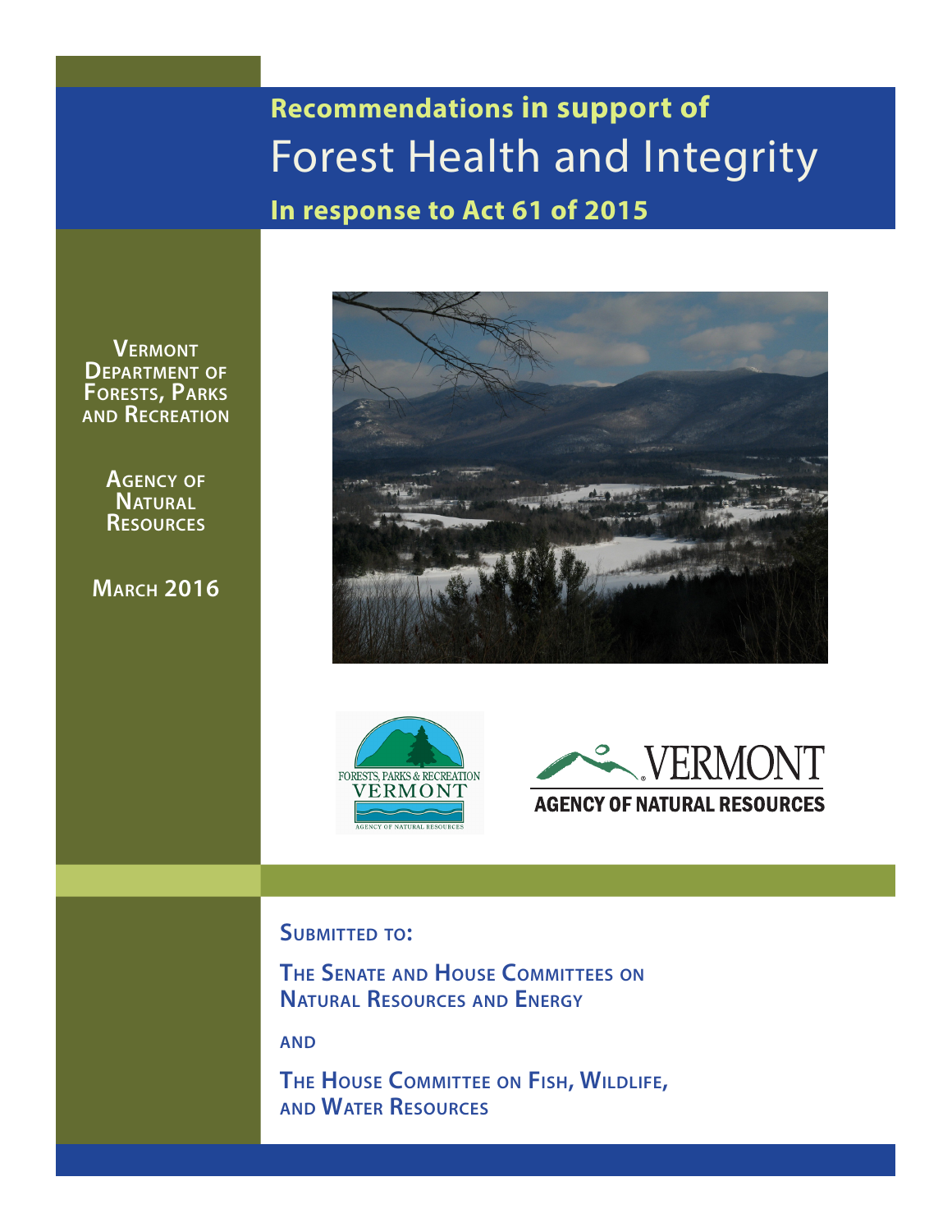**Recommendations in support of**

# Forest Health and Integrity

**In response to Act 61 of 2015**

**Vermont Department of Forests, Parks and Recreation**

**Agency of Natural Resources**

**March 2016**

**Submitted to:**

**The Senate and House Committees on Natural Resources and Energy**

**and**

**The House Committee on Fish, Wildlife, and Water Resources**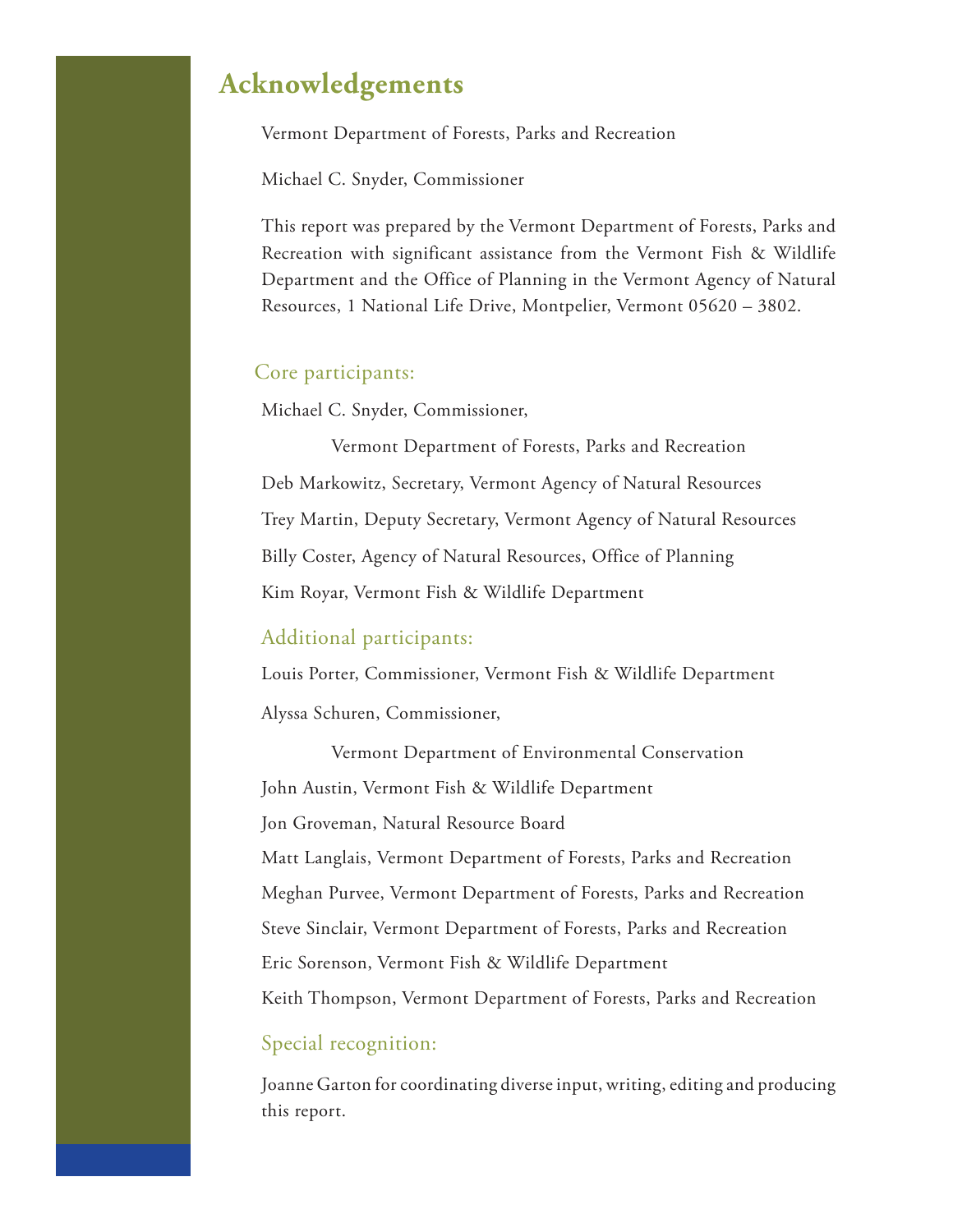# Acknowledgements

Vermont Department of Forests, Parks and Recreation

Michael C. Snyder, Commissioner

This report was prepared by the Vermont Department of Forests, Parks and Recreation with significant assistance from the Vermont Fish & Wildlife Department and the Office of Planning in the Vermont Agency of Natural Resources, 1 National Life Drive, Montpelier, Vermont 05620 – 3802.

## Core participants:

Michael C. Snyder, Commissioner,
Vermont Department of Forests, Parks and Recreation

Deb Markowitz, Secretary, Vermont Agency of Natural Resources

Trey Martin, Deputy Secretary, Vermont Agency of Natural Resources

Billy Coster, Agency of Natural Resources, Office of Planning

Kim Royar, Vermont Fish & Wildlife Department

## Additional participants:

Louis Porter, Commissioner, Vermont Fish & Wildlife Department

Alyssa Schuren, Commissioner,
Vermont Department of Environmental Conservation

John Austin, Vermont Fish & Wildlife Department

Jon Groveman, Natural Resource Board

Matt Langlais, Vermont Department of Forests, Parks and Recreation

Meghan Purvee, Vermont Department of Forests, Parks and Recreation

Steve Sinclair, Vermont Department of Forests, Parks and Recreation

Eric Sorenson, Vermont Fish & Wildlife Department

Keith Thompson, Vermont Department of Forests, Parks and Recreation

## Special recognition:

Joanne Garton for coordinating diverse input, writing, editing and producing this report.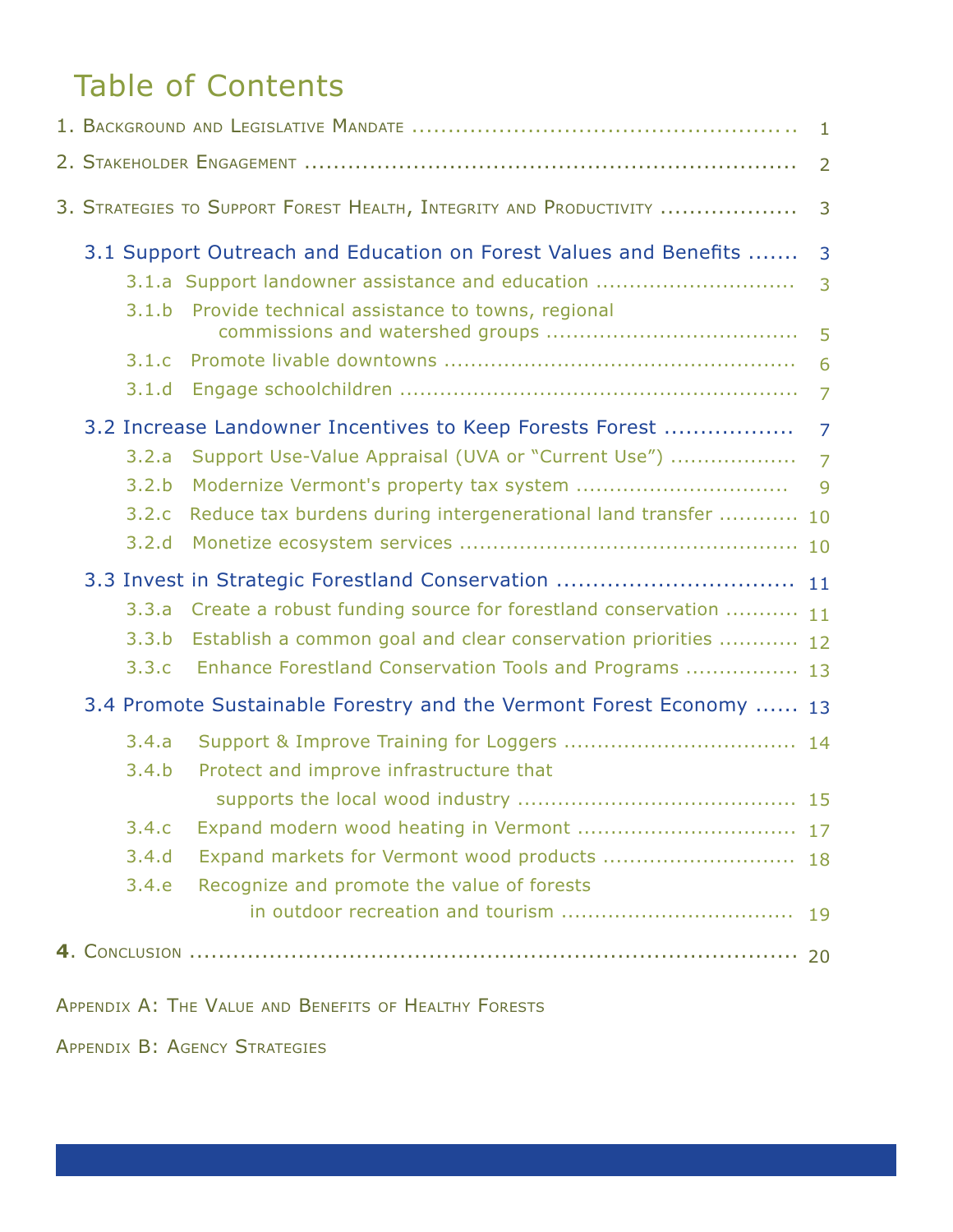# Table of Contents

1. Background and Legislative Mandate ..................................................... 1

2. Stakeholder Engagement ..................................................................... 2

3. Strategies to Support Forest Health, Integrity and Productivity ................... 3

- 3.1 Support Outreach and Education on Forest Values and Benefits ....... 3
  - 3.1.a Support landowner assistance and education ............................. 3
  - 3.1.b Provide technical assistance to towns, regional commissions and watershed groups ..................................... 5
  - 3.1.c Promote livable downtowns .................................................... 6
  - 3.1.d Engage schoolchildren ........................................................... 7
- 3.2 Increase Landowner Incentives to Keep Forests Forest ................. 7
  - 3.2.a Support Use-Value Appraisal (UVA or "Current Use") .................. 7
  - 3.2.b Modernize Vermont's property tax system ............................... 9
  - 3.2.c Reduce tax burdens during intergenerational land transfer ........... 10
  - 3.2.d Monetize ecosystem services .................................................. 10
- 3.3 Invest in Strategic Forestland Conservation ................................ 11
  - 3.3.a Create a robust funding source for forestland conservation ........... 11
  - 3.3.b Establish a common goal and clear conservation priorities ............ 12
  - 3.3.c Enhance Forestland Conservation Tools and Programs ................ 13
- 3.4 Promote Sustainable Forestry and the Vermont Forest Economy ...... 13
  - 3.4.a Support & Improve Training for Loggers .................................. 14
  - 3.4.b Protect and improve infrastructure that supports the local wood industry ......................................... 15
  - 3.4.c Expand modern wood heating in Vermont ................................ 17
  - 3.4.d Expand markets for Vermont wood products ............................ 18
  - 3.4.e Recognize and promote the value of forests in outdoor recreation and tourism .................................. 19

4. Conclusion ........................................................................................ 20

Appendix A: The Value and Benefits of Healthy Forests

Appendix B: Agency Strategies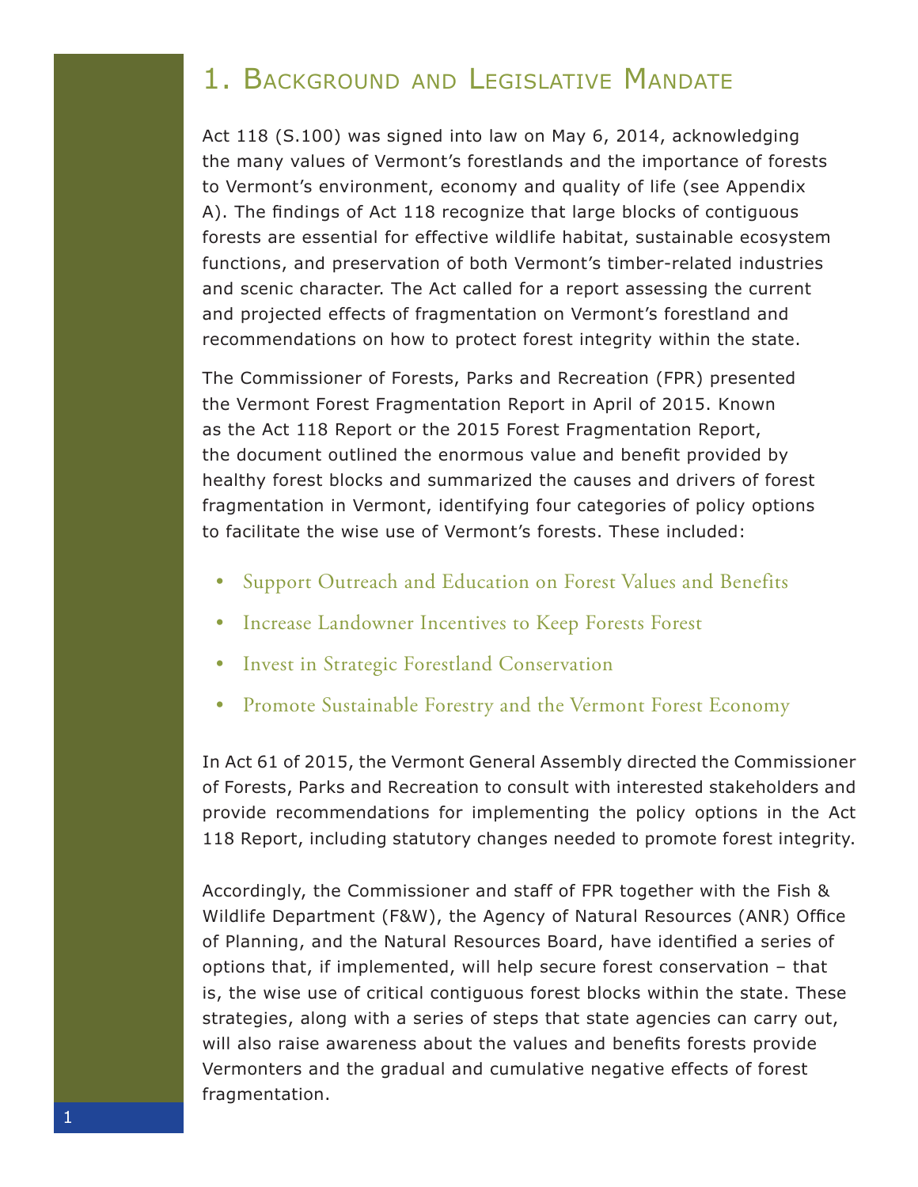# 1. Background and Legislative Mandate

Act 118 (S.100) was signed into law on May 6, 2014, acknowledging the many values of Vermont's forestlands and the importance of forests to Vermont's environment, economy and quality of life (see Appendix A). The findings of Act 118 recognize that large blocks of contiguous forests are essential for effective wildlife habitat, sustainable ecosystem functions, and preservation of both Vermont's timber-related industries and scenic character. The Act called for a report assessing the current and projected effects of fragmentation on Vermont's forestland and recommendations on how to protect forest integrity within the state.

The Commissioner of Forests, Parks and Recreation (FPR) presented the Vermont Forest Fragmentation Report in April of 2015. Known as the Act 118 Report or the 2015 Forest Fragmentation Report, the document outlined the enormous value and benefit provided by healthy forest blocks and summarized the causes and drivers of forest fragmentation in Vermont, identifying four categories of policy options to facilitate the wise use of Vermont's forests. These included:

- Support Outreach and Education on Forest Values and Benefits
- Increase Landowner Incentives to Keep Forests Forest
- Invest in Strategic Forestland Conservation
- Promote Sustainable Forestry and the Vermont Forest Economy

In Act 61 of 2015, the Vermont General Assembly directed the Commissioner of Forests, Parks and Recreation to consult with interested stakeholders and provide recommendations for implementing the policy options in the Act 118 Report, including statutory changes needed to promote forest integrity.

Accordingly, the Commissioner and staff of FPR together with the Fish & Wildlife Department (F&W), the Agency of Natural Resources (ANR) Office of Planning, and the Natural Resources Board, have identified a series of options that, if implemented, will help secure forest conservation – that is, the wise use of critical contiguous forest blocks within the state. These strategies, along with a series of steps that state agencies can carry out, will also raise awareness about the values and benefits forests provide Vermonters and the gradual and cumulative negative effects of forest fragmentation.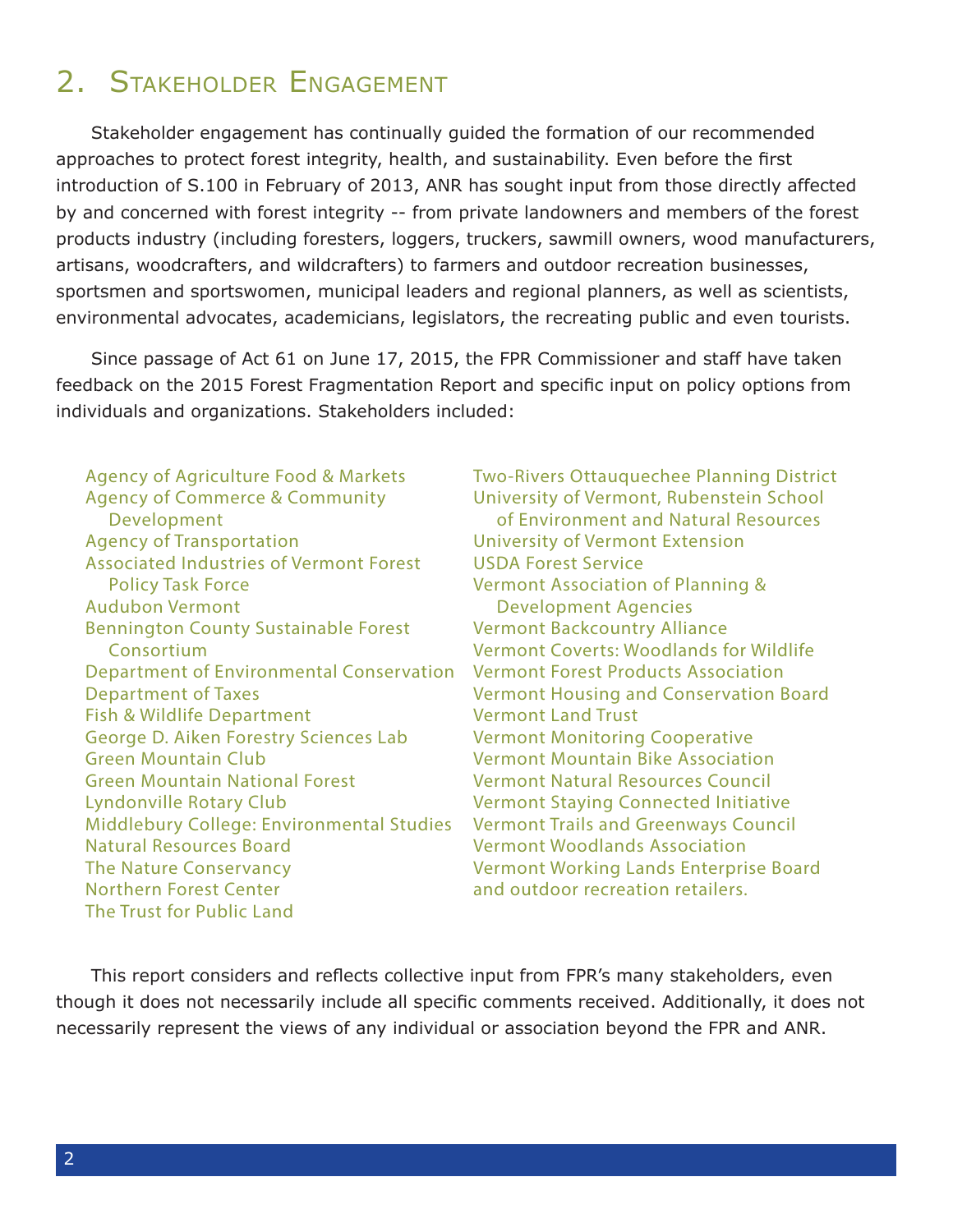## 2. Stakeholder Engagement

Stakeholder engagement has continually guided the formation of our recommended approaches to protect forest integrity, health, and sustainability. Even before the first introduction of S.100 in February of 2013, ANR has sought input from those directly affected by and concerned with forest integrity -- from private landowners and members of the forest products industry (including foresters, loggers, truckers, sawmill owners, wood manufacturers, artisans, woodcrafters, and wildcrafters) to farmers and outdoor recreation businesses, sportsmen and sportswomen, municipal leaders and regional planners, as well as scientists, environmental advocates, academicians, legislators, the recreating public and even tourists.

Since passage of Act 61 on June 17, 2015, the FPR Commissioner and staff have taken feedback on the 2015 Forest Fragmentation Report and specific input on policy options from individuals and organizations. Stakeholders included:

- Agency of Agriculture Food & Markets
- Agency of Commerce & Community Development
- Agency of Transportation
- Associated Industries of Vermont Forest Policy Task Force
- Audubon Vermont
- Bennington County Sustainable Forest Consortium
- Department of Environmental Conservation
- Department of Taxes
- Fish & Wildlife Department
- George D. Aiken Forestry Sciences Lab
- Green Mountain Club
- Green Mountain National Forest
- Lyndonville Rotary Club
- Middlebury College: Environmental Studies
- Natural Resources Board
- The Nature Conservancy
- Northern Forest Center
- The Trust for Public Land
- Two-Rivers Ottauquechee Planning District
- University of Vermont, Rubenstein School of Environment and Natural Resources
- University of Vermont Extension
- USDA Forest Service
- Vermont Association of Planning & Development Agencies
- Vermont Backcountry Alliance
- Vermont Coverts: Woodlands for Wildlife
- Vermont Forest Products Association
- Vermont Housing and Conservation Board
- Vermont Land Trust
- Vermont Monitoring Cooperative
- Vermont Mountain Bike Association
- Vermont Natural Resources Council
- Vermont Staying Connected Initiative
- Vermont Trails and Greenways Council
- Vermont Woodlands Association
- Vermont Working Lands Enterprise Board
- and outdoor recreation retailers.

This report considers and reflects collective input from FPR's many stakeholders, even though it does not necessarily include all specific comments received. Additionally, it does not necessarily represent the views of any individual or association beyond the FPR and ANR.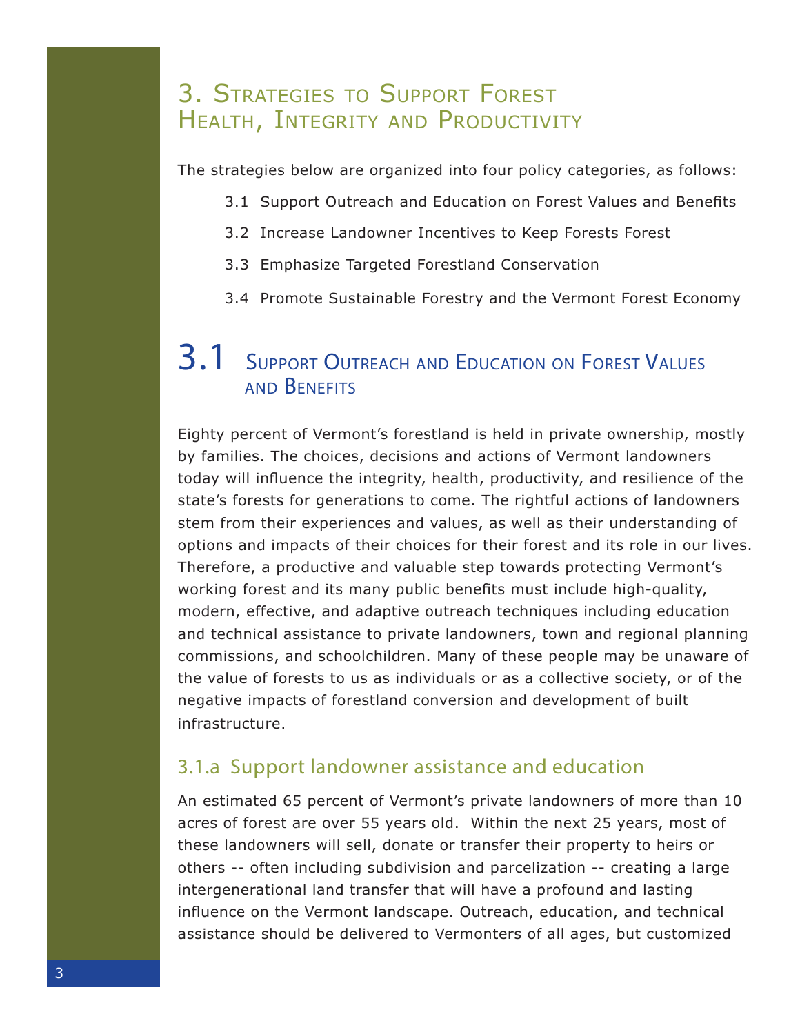# 3. Strategies to Support Forest Health, Integrity and Productivity

The strategies below are organized into four policy categories, as follows:

- 3.1 Support Outreach and Education on Forest Values and Benefits
- 3.2 Increase Landowner Incentives to Keep Forests Forest
- 3.3 Emphasize Targeted Forestland Conservation
- 3.4 Promote Sustainable Forestry and the Vermont Forest Economy

## 3.1 Support Outreach and Education on Forest Values and Benefits

Eighty percent of Vermont's forestland is held in private ownership, mostly by families. The choices, decisions and actions of Vermont landowners today will influence the integrity, health, productivity, and resilience of the state's forests for generations to come. The rightful actions of landowners stem from their experiences and values, as well as their understanding of options and impacts of their choices for their forest and its role in our lives. Therefore, a productive and valuable step towards protecting Vermont's working forest and its many public benefits must include high-quality, modern, effective, and adaptive outreach techniques including education and technical assistance to private landowners, town and regional planning commissions, and schoolchildren. Many of these people may be unaware of the value of forests to us as individuals or as a collective society, or of the negative impacts of forestland conversion and development of built infrastructure.

### 3.1.a Support landowner assistance and education

An estimated 65 percent of Vermont's private landowners of more than 10 acres of forest are over 55 years old. Within the next 25 years, most of these landowners will sell, donate or transfer their property to heirs or others -- often including subdivision and parcelization -- creating a large intergenerational land transfer that will have a profound and lasting influence on the Vermont landscape. Outreach, education, and technical assistance should be delivered to Vermonters of all ages, but customized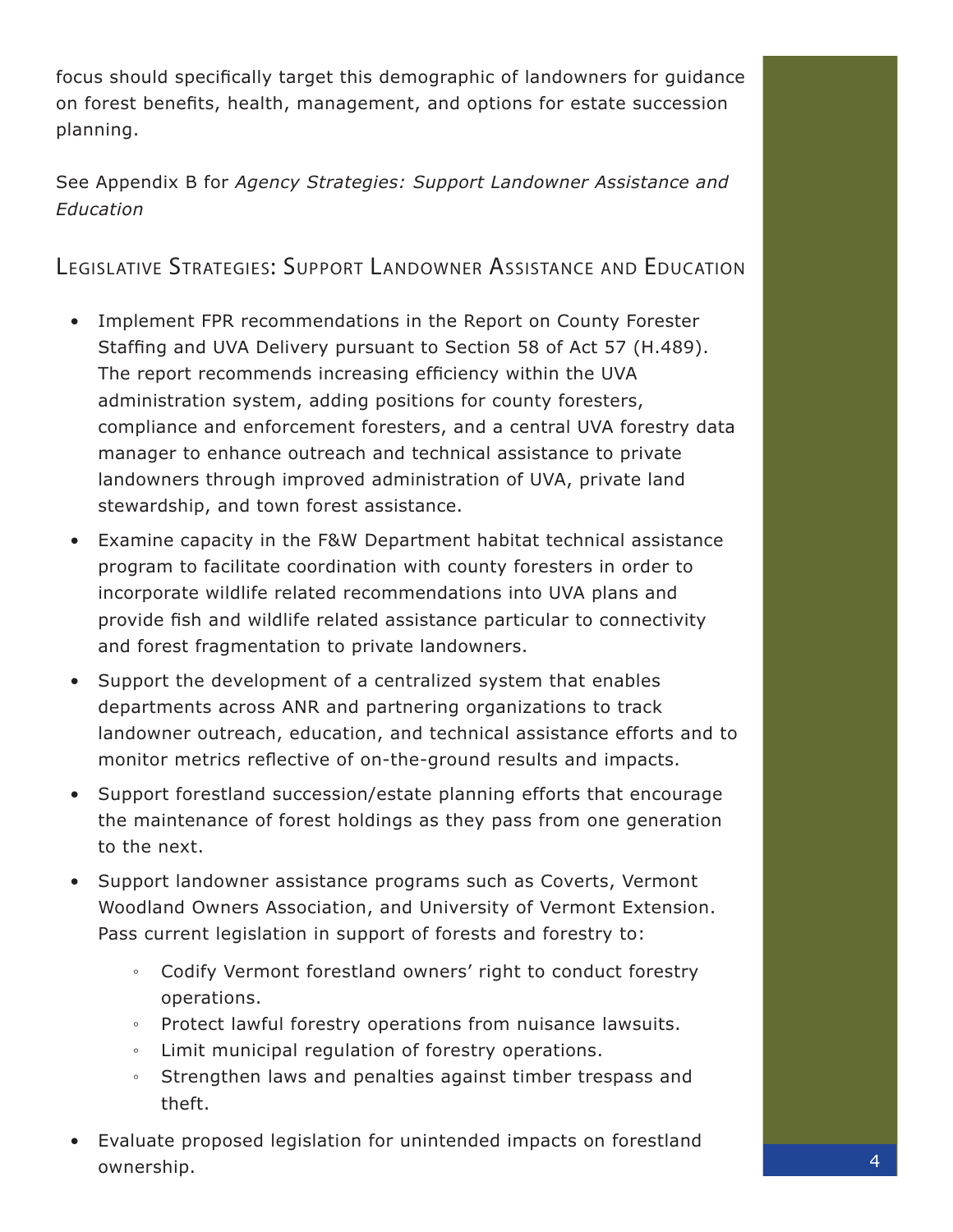focus should specifically target this demographic of landowners for guidance on forest benefits, health, management, and options for estate succession planning.

See Appendix B for *Agency Strategies: Support Landowner Assistance and Education*

## Legislative Strategies: Support Landowner Assistance and Education

- Implement FPR recommendations in the Report on County Forester Staffing and UVA Delivery pursuant to Section 58 of Act 57 (H.489). The report recommends increasing efficiency within the UVA administration system, adding positions for county foresters, compliance and enforcement foresters, and a central UVA forestry data manager to enhance outreach and technical assistance to private landowners through improved administration of UVA, private land stewardship, and town forest assistance.
- Examine capacity in the F&W Department habitat technical assistance program to facilitate coordination with county foresters in order to incorporate wildlife related recommendations into UVA plans and provide fish and wildlife related assistance particular to connectivity and forest fragmentation to private landowners.
- Support the development of a centralized system that enables departments across ANR and partnering organizations to track landowner outreach, education, and technical assistance efforts and to monitor metrics reflective of on-the-ground results and impacts.
- Support forestland succession/estate planning efforts that encourage the maintenance of forest holdings as they pass from one generation to the next.
- Support landowner assistance programs such as Coverts, Vermont Woodland Owners Association, and University of Vermont Extension. Pass current legislation in support of forests and forestry to:
    - Codify Vermont forestland owners' right to conduct forestry operations.
    - Protect lawful forestry operations from nuisance lawsuits.
    - Limit municipal regulation of forestry operations.
    - Strengthen laws and penalties against timber trespass and theft.
- Evaluate proposed legislation for unintended impacts on forestland ownership.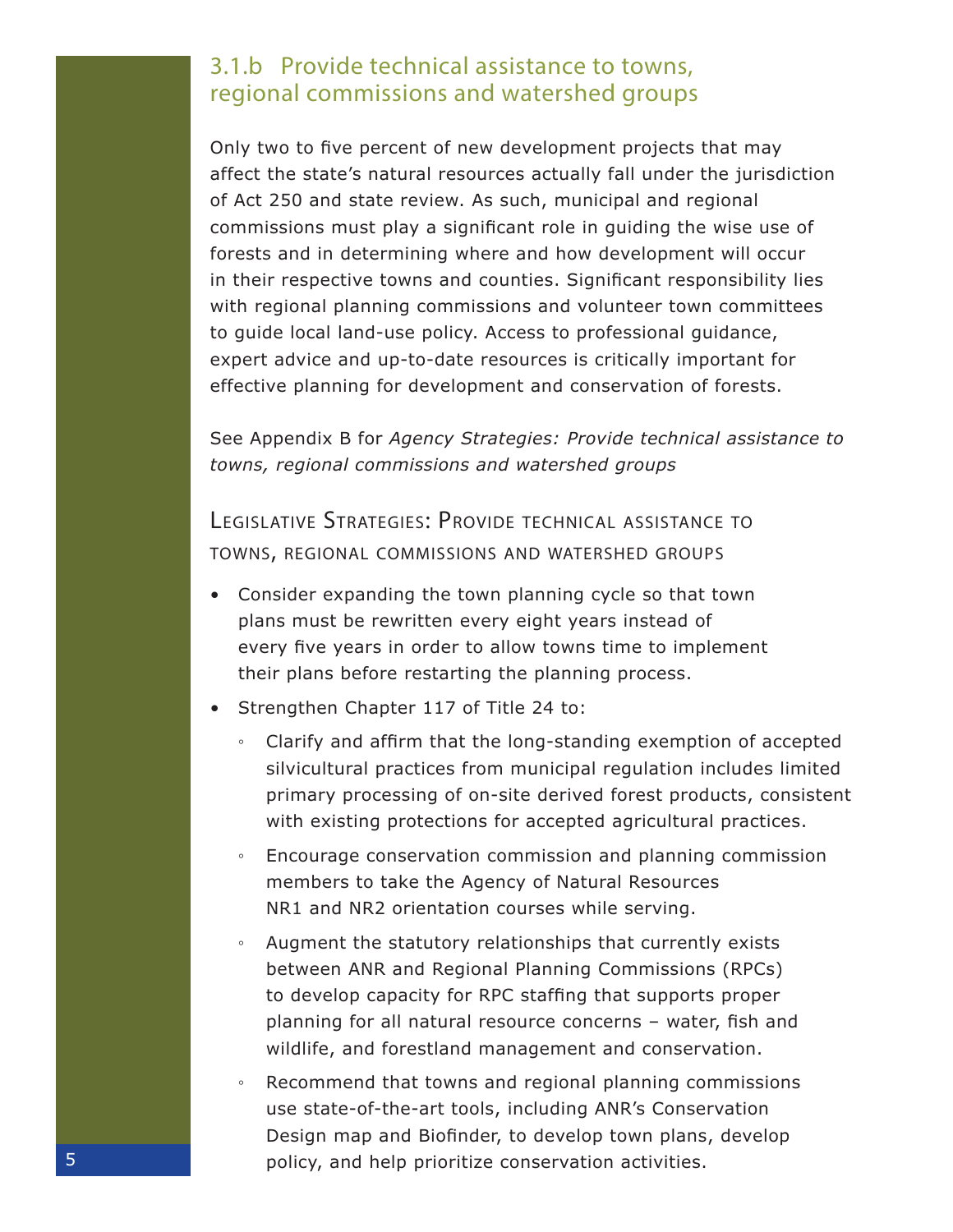## 3.1.b Provide technical assistance to towns, regional commissions and watershed groups

Only two to five percent of new development projects that may affect the state's natural resources actually fall under the jurisdiction of Act 250 and state review. As such, municipal and regional commissions must play a significant role in guiding the wise use of forests and in determining where and how development will occur in their respective towns and counties. Significant responsibility lies with regional planning commissions and volunteer town committees to guide local land-use policy. Access to professional guidance, expert advice and up-to-date resources is critically important for effective planning for development and conservation of forests.

See Appendix B for *Agency Strategies: Provide technical assistance to towns, regional commissions and watershed groups*

### Legislative Strategies: Provide technical assistance to towns, regional commissions and watershed groups

- Consider expanding the town planning cycle so that town plans must be rewritten every eight years instead of every five years in order to allow towns time to implement their plans before restarting the planning process.
- Strengthen Chapter 117 of Title 24 to:
    - Clarify and affirm that the long-standing exemption of accepted silvicultural practices from municipal regulation includes limited primary processing of on-site derived forest products, consistent with existing protections for accepted agricultural practices.
    - Encourage conservation commission and planning commission members to take the Agency of Natural Resources NR1 and NR2 orientation courses while serving.
    - Augment the statutory relationships that currently exists between ANR and Regional Planning Commissions (RPCs) to develop capacity for RPC staffing that supports proper planning for all natural resource concerns – water, fish and wildlife, and forestland management and conservation.
    - Recommend that towns and regional planning commissions use state-of-the-art tools, including ANR's Conservation Design map and Biofinder, to develop town plans, develop policy, and help prioritize conservation activities.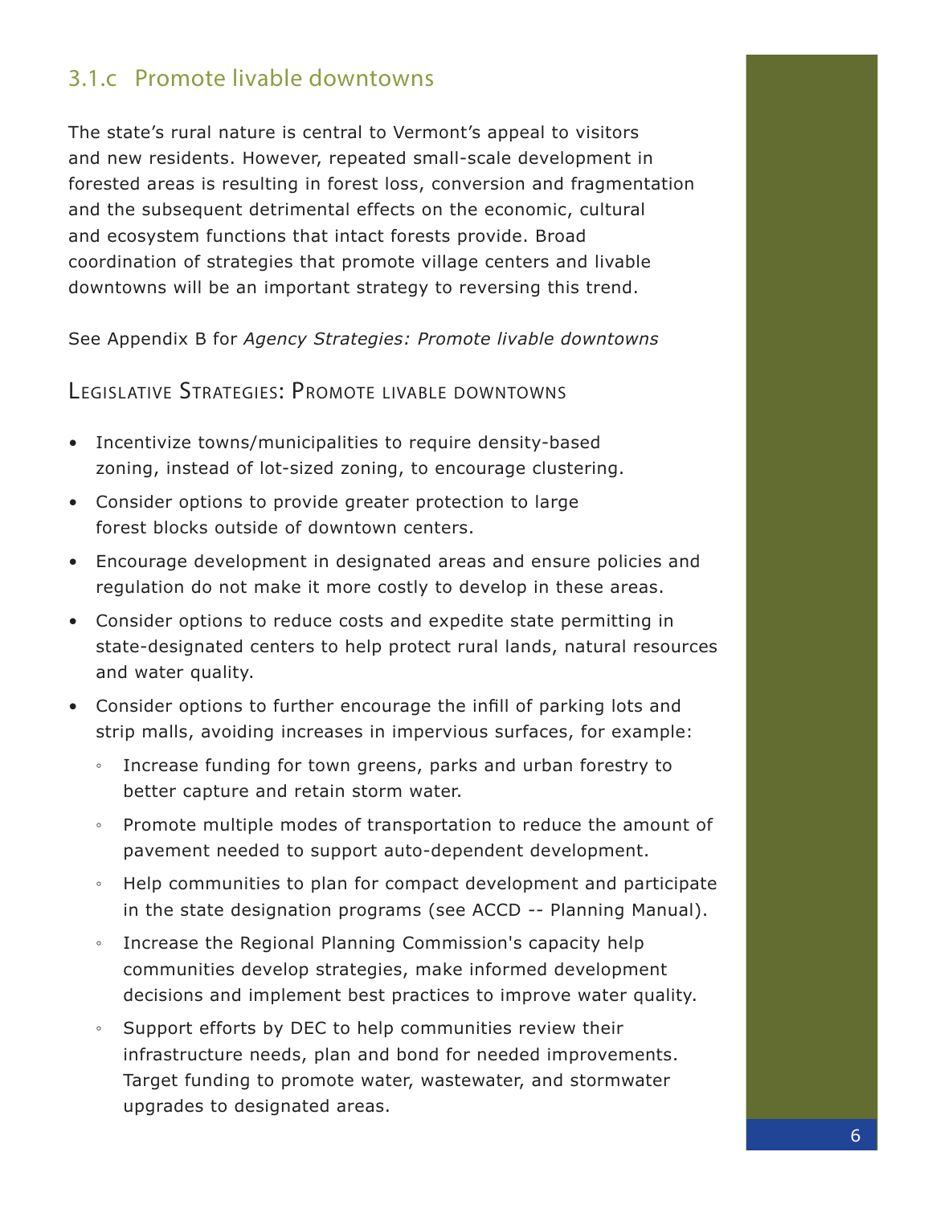### 3.1.c Promote livable downtowns

The state's rural nature is central to Vermont's appeal to visitors and new residents. However, repeated small-scale development in forested areas is resulting in forest loss, conversion and fragmentation and the subsequent detrimental effects on the economic, cultural and ecosystem functions that intact forests provide. Broad coordination of strategies that promote village centers and livable downtowns will be an important strategy to reversing this trend.

See Appendix B for *Agency Strategies: Promote livable downtowns*

#### Legislative Strategies: Promote livable downtowns

- Incentivize towns/municipalities to require density-based zoning, instead of lot-sized zoning, to encourage clustering.
- Consider options to provide greater protection to large forest blocks outside of downtown centers.
- Encourage development in designated areas and ensure policies and regulation do not make it more costly to develop in these areas.
- Consider options to reduce costs and expedite state permitting in state-designated centers to help protect rural lands, natural resources and water quality.
- Consider options to further encourage the infill of parking lots and strip malls, avoiding increases in impervious surfaces, for example:
  - Increase funding for town greens, parks and urban forestry to better capture and retain storm water.
  - Promote multiple modes of transportation to reduce the amount of pavement needed to support auto-dependent development.
  - Help communities to plan for compact development and participate in the state designation programs (see ACCD -- Planning Manual).
  - Increase the Regional Planning Commission's capacity help communities develop strategies, make informed development decisions and implement best practices to improve water quality.
  - Support efforts by DEC to help communities review their infrastructure needs, plan and bond for needed improvements. Target funding to promote water, wastewater, and stormwater upgrades to designated areas.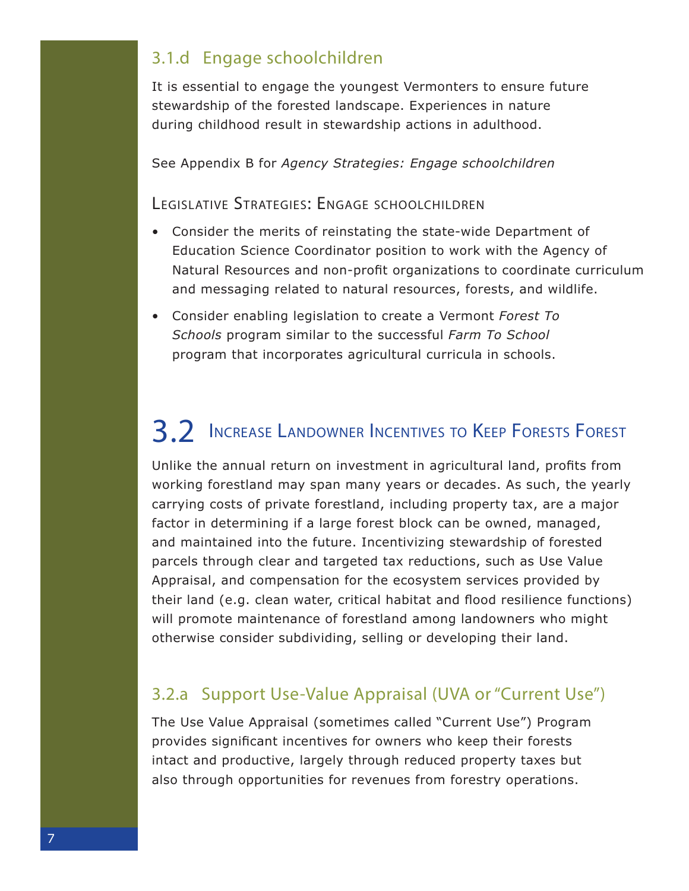### 3.1.d Engage schoolchildren

It is essential to engage the youngest Vermonters to ensure future stewardship of the forested landscape. Experiences in nature during childhood result in stewardship actions in adulthood.

See Appendix B for *Agency Strategies: Engage schoolchildren*

#### Legislative Strategies: Engage schoolchildren

- Consider the merits of reinstating the state-wide Department of Education Science Coordinator position to work with the Agency of Natural Resources and non-profit organizations to coordinate curriculum and messaging related to natural resources, forests, and wildlife.
- Consider enabling legislation to create a Vermont *Forest To Schools* program similar to the successful *Farm To School* program that incorporates agricultural curricula in schools.

## 3.2 Increase Landowner Incentives to Keep Forests Forest

Unlike the annual return on investment in agricultural land, profits from working forestland may span many years or decades. As such, the yearly carrying costs of private forestland, including property tax, are a major factor in determining if a large forest block can be owned, managed, and maintained into the future. Incentivizing stewardship of forested parcels through clear and targeted tax reductions, such as Use Value Appraisal, and compensation for the ecosystem services provided by their land (e.g. clean water, critical habitat and flood resilience functions) will promote maintenance of forestland among landowners who might otherwise consider subdividing, selling or developing their land.

### 3.2.a Support Use-Value Appraisal (UVA or "Current Use")

The Use Value Appraisal (sometimes called "Current Use") Program provides significant incentives for owners who keep their forests intact and productive, largely through reduced property taxes but also through opportunities for revenues from forestry operations.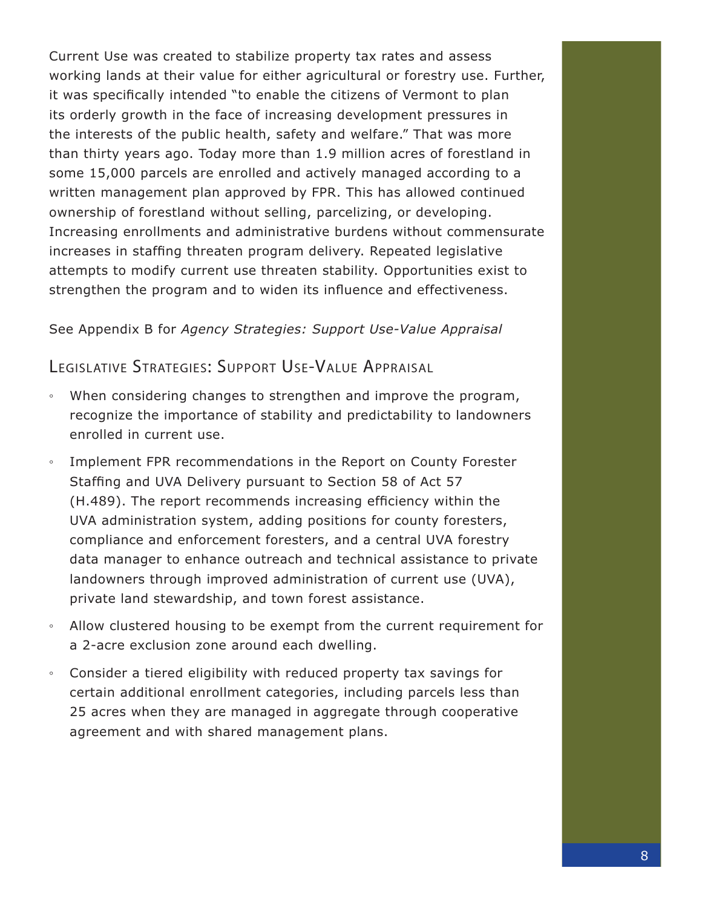Current Use was created to stabilize property tax rates and assess working lands at their value for either agricultural or forestry use. Further, it was specifically intended "to enable the citizens of Vermont to plan its orderly growth in the face of increasing development pressures in the interests of the public health, safety and welfare." That was more than thirty years ago. Today more than 1.9 million acres of forestland in some 15,000 parcels are enrolled and actively managed according to a written management plan approved by FPR. This has allowed continued ownership of forestland without selling, parcelizing, or developing. Increasing enrollments and administrative burdens without commensurate increases in staffing threaten program delivery. Repeated legislative attempts to modify current use threaten stability. Opportunities exist to strengthen the program and to widen its influence and effectiveness.

See Appendix B for *Agency Strategies: Support Use-Value Appraisal*

## Legislative Strategies: Support Use-Value Appraisal

- When considering changes to strengthen and improve the program, recognize the importance of stability and predictability to landowners enrolled in current use.
- Implement FPR recommendations in the Report on County Forester Staffing and UVA Delivery pursuant to Section 58 of Act 57 (H.489). The report recommends increasing efficiency within the UVA administration system, adding positions for county foresters, compliance and enforcement foresters, and a central UVA forestry data manager to enhance outreach and technical assistance to private landowners through improved administration of current use (UVA), private land stewardship, and town forest assistance.
- Allow clustered housing to be exempt from the current requirement for a 2-acre exclusion zone around each dwelling.
- Consider a tiered eligibility with reduced property tax savings for certain additional enrollment categories, including parcels less than 25 acres when they are managed in aggregate through cooperative agreement and with shared management plans.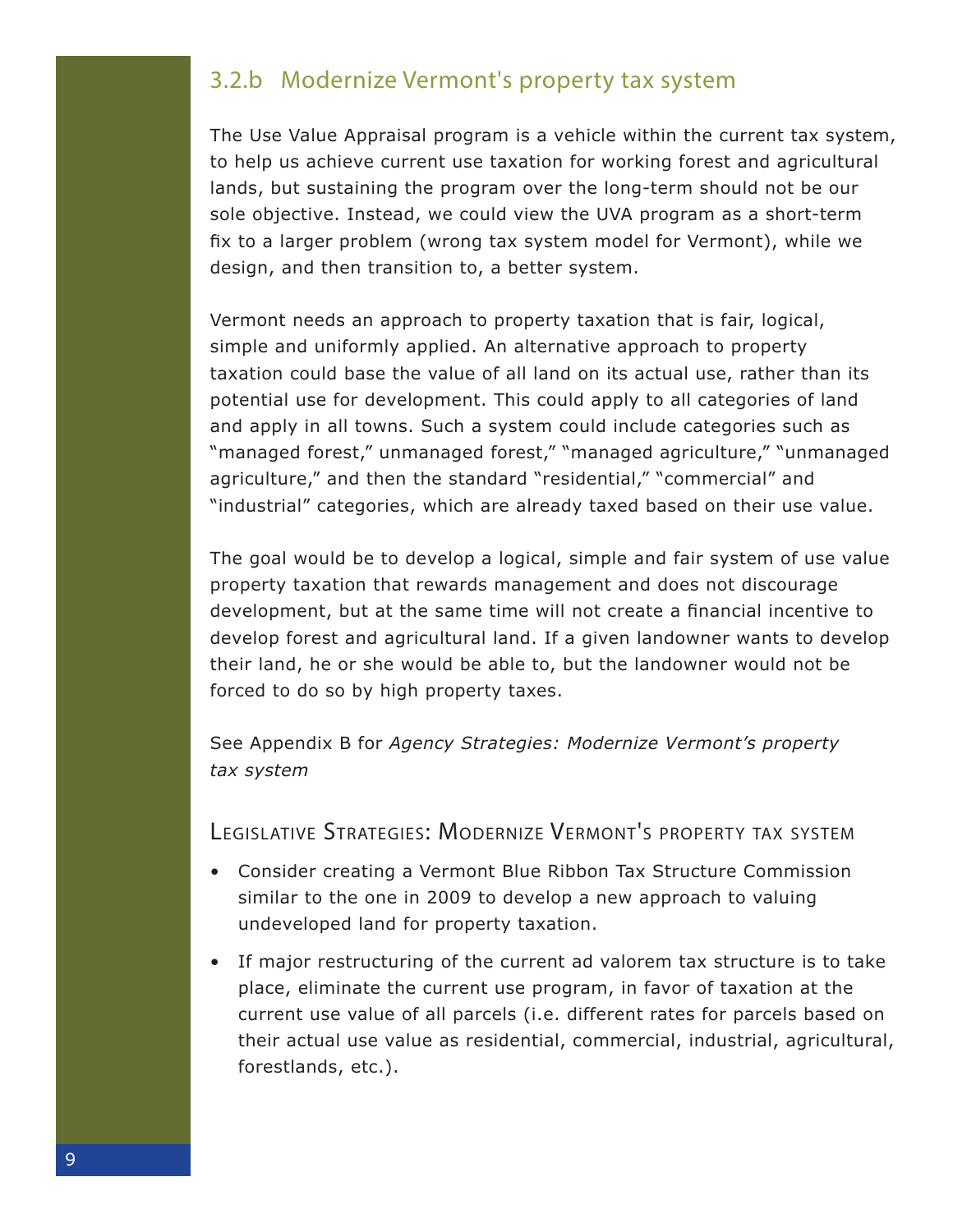### 3.2.b Modernize Vermont's property tax system

The Use Value Appraisal program is a vehicle within the current tax system, to help us achieve current use taxation for working forest and agricultural lands, but sustaining the program over the long-term should not be our sole objective. Instead, we could view the UVA program as a short-term fix to a larger problem (wrong tax system model for Vermont), while we design, and then transition to, a better system.

Vermont needs an approach to property taxation that is fair, logical, simple and uniformly applied. An alternative approach to property taxation could base the value of all land on its actual use, rather than its potential use for development. This could apply to all categories of land and apply in all towns. Such a system could include categories such as "managed forest," unmanaged forest," "managed agriculture," "unmanaged agriculture," and then the standard "residential," "commercial" and "industrial" categories, which are already taxed based on their use value.

The goal would be to develop a logical, simple and fair system of use value property taxation that rewards management and does not discourage development, but at the same time will not create a financial incentive to develop forest and agricultural land. If a given landowner wants to develop their land, he or she would be able to, but the landowner would not be forced to do so by high property taxes.

See Appendix B for *Agency Strategies: Modernize Vermont's property tax system*

#### Legislative Strategies: Modernize Vermont's property tax system

- Consider creating a Vermont Blue Ribbon Tax Structure Commission similar to the one in 2009 to develop a new approach to valuing undeveloped land for property taxation.
- If major restructuring of the current ad valorem tax structure is to take place, eliminate the current use program, in favor of taxation at the current use value of all parcels (i.e. different rates for parcels based on their actual use value as residential, commercial, industrial, agricultural, forestlands, etc.).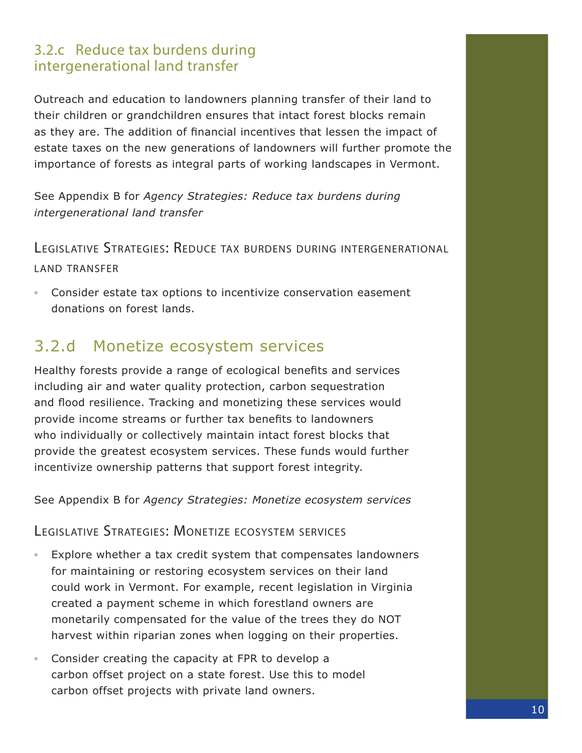### 3.2.c Reduce tax burdens during intergenerational land transfer

Outreach and education to landowners planning transfer of their land to their children or grandchildren ensures that intact forest blocks remain as they are. The addition of financial incentives that lessen the impact of estate taxes on the new generations of landowners will further promote the importance of forests as integral parts of working landscapes in Vermont.

See Appendix B for *Agency Strategies: Reduce tax burdens during intergenerational land transfer*

#### Legislative Strategies: Reduce tax burdens during intergenerational land transfer

- Consider estate tax options to incentivize conservation easement donations on forest lands.

### 3.2.d Monetize ecosystem services

Healthy forests provide a range of ecological benefits and services including air and water quality protection, carbon sequestration and flood resilience. Tracking and monetizing these services would provide income streams or further tax benefits to landowners who individually or collectively maintain intact forest blocks that provide the greatest ecosystem services. These funds would further incentivize ownership patterns that support forest integrity.

See Appendix B for *Agency Strategies: Monetize ecosystem services*

#### Legislative Strategies: Monetize ecosystem services

- Explore whether a tax credit system that compensates landowners for maintaining or restoring ecosystem services on their land could work in Vermont. For example, recent legislation in Virginia created a payment scheme in which forestland owners are monetarily compensated for the value of the trees they do NOT harvest within riparian zones when logging on their properties.
- Consider creating the capacity at FPR to develop a carbon offset project on a state forest. Use this to model carbon offset projects with private land owners.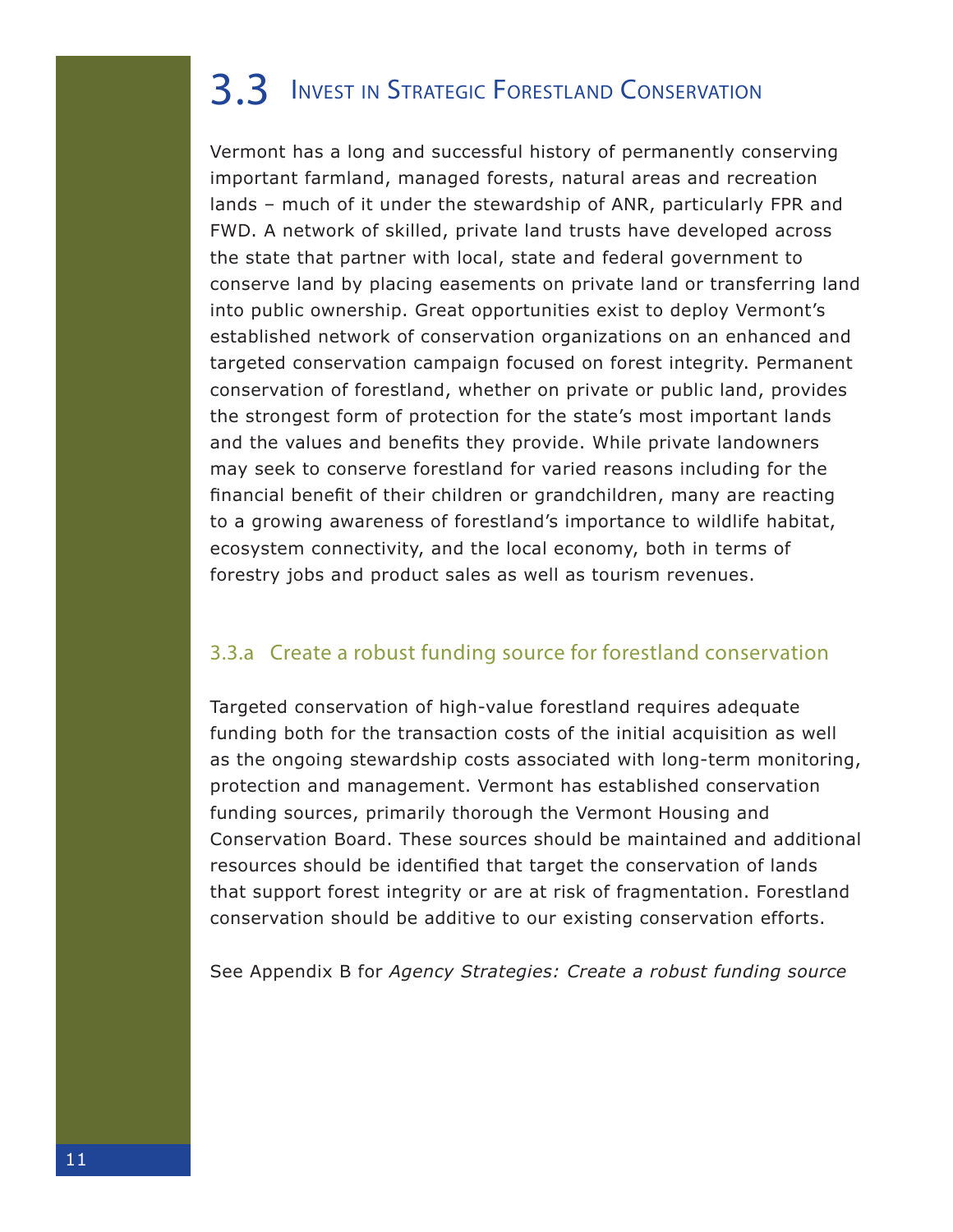# 3.3 Invest in Strategic Forestland Conservation

Vermont has a long and successful history of permanently conserving important farmland, managed forests, natural areas and recreation lands – much of it under the stewardship of ANR, particularly FPR and FWD. A network of skilled, private land trusts have developed across the state that partner with local, state and federal government to conserve land by placing easements on private land or transferring land into public ownership. Great opportunities exist to deploy Vermont's established network of conservation organizations on an enhanced and targeted conservation campaign focused on forest integrity. Permanent conservation of forestland, whether on private or public land, provides the strongest form of protection for the state's most important lands and the values and benefits they provide. While private landowners may seek to conserve forestland for varied reasons including for the financial benefit of their children or grandchildren, many are reacting to a growing awareness of forestland's importance to wildlife habitat, ecosystem connectivity, and the local economy, both in terms of forestry jobs and product sales as well as tourism revenues.

## 3.3.a Create a robust funding source for forestland conservation

Targeted conservation of high-value forestland requires adequate funding both for the transaction costs of the initial acquisition as well as the ongoing stewardship costs associated with long-term monitoring, protection and management. Vermont has established conservation funding sources, primarily thorough the Vermont Housing and Conservation Board. These sources should be maintained and additional resources should be identified that target the conservation of lands that support forest integrity or are at risk of fragmentation. Forestland conservation should be additive to our existing conservation efforts.

See Appendix B for *Agency Strategies: Create a robust funding source*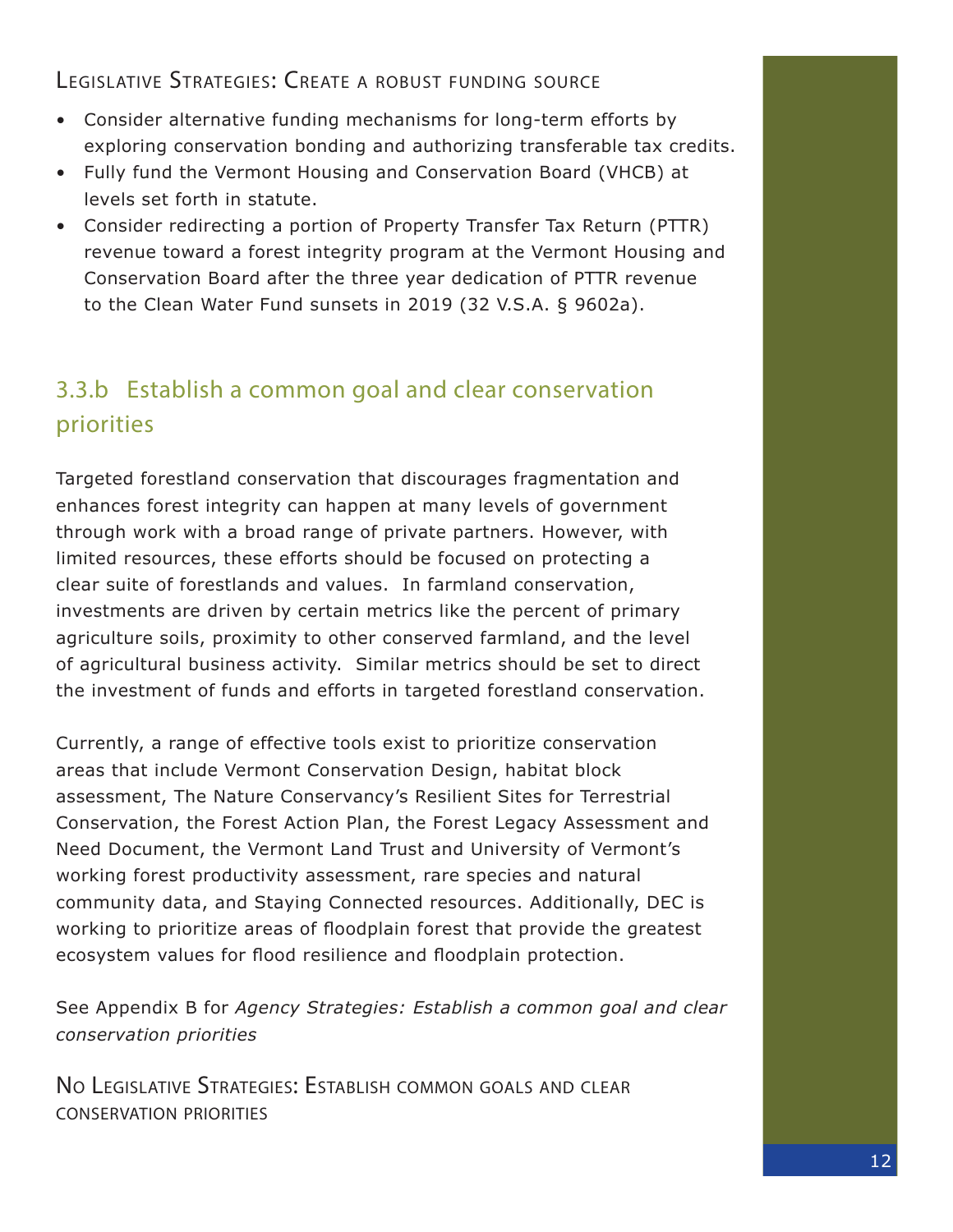#### Legislative Strategies: Create a robust funding source

- Consider alternative funding mechanisms for long-term efforts by exploring conservation bonding and authorizing transferable tax credits.
- Fully fund the Vermont Housing and Conservation Board (VHCB) at levels set forth in statute.
- Consider redirecting a portion of Property Transfer Tax Return (PTTR) revenue toward a forest integrity program at the Vermont Housing and Conservation Board after the three year dedication of PTTR revenue to the Clean Water Fund sunsets in 2019 (32 V.S.A. § 9602a).

### 3.3.b Establish a common goal and clear conservation priorities

Targeted forestland conservation that discourages fragmentation and enhances forest integrity can happen at many levels of government through work with a broad range of private partners. However, with limited resources, these efforts should be focused on protecting a clear suite of forestlands and values. In farmland conservation, investments are driven by certain metrics like the percent of primary agriculture soils, proximity to other conserved farmland, and the level of agricultural business activity. Similar metrics should be set to direct the investment of funds and efforts in targeted forestland conservation.

Currently, a range of effective tools exist to prioritize conservation areas that include Vermont Conservation Design, habitat block assessment, The Nature Conservancy's Resilient Sites for Terrestrial Conservation, the Forest Action Plan, the Forest Legacy Assessment and Need Document, the Vermont Land Trust and University of Vermont's working forest productivity assessment, rare species and natural community data, and Staying Connected resources. Additionally, DEC is working to prioritize areas of floodplain forest that provide the greatest ecosystem values for flood resilience and floodplain protection.

See Appendix B for *Agency Strategies: Establish a common goal and clear conservation priorities*

#### No Legislative Strategies: Establish common goals and clear conservation priorities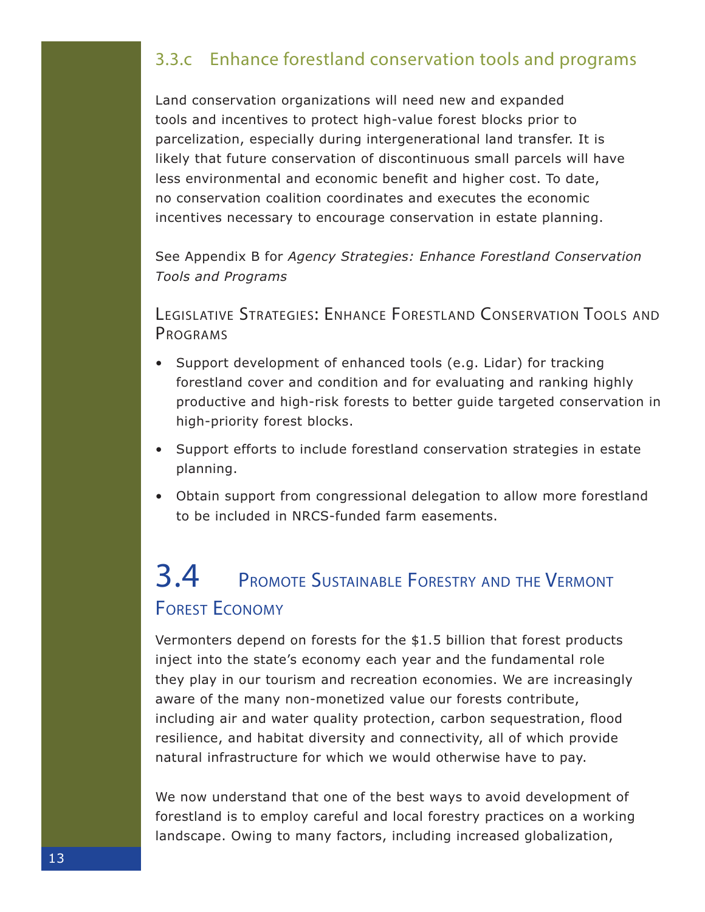### 3.3.c Enhance forestland conservation tools and programs

Land conservation organizations will need new and expanded tools and incentives to protect high-value forest blocks prior to parcelization, especially during intergenerational land transfer. It is likely that future conservation of discontinuous small parcels will have less environmental and economic benefit and higher cost. To date, no conservation coalition coordinates and executes the economic incentives necessary to encourage conservation in estate planning.

See Appendix B for *Agency Strategies: Enhance Forestland Conservation Tools and Programs*

#### Legislative Strategies: Enhance Forestland Conservation Tools and Programs

- Support development of enhanced tools (e.g. Lidar) for tracking forestland cover and condition and for evaluating and ranking highly productive and high-risk forests to better guide targeted conservation in high-priority forest blocks.
- Support efforts to include forestland conservation strategies in estate planning.
- Obtain support from congressional delegation to allow more forestland to be included in NRCS-funded farm easements.

## 3.4 Promote Sustainable Forestry and the Vermont Forest Economy

Vermonters depend on forests for the $1.5 billion that forest products inject into the state's economy each year and the fundamental role they play in our tourism and recreation economies. We are increasingly aware of the many non-monetized value our forests contribute, including air and water quality protection, carbon sequestration, flood resilience, and habitat diversity and connectivity, all of which provide natural infrastructure for which we would otherwise have to pay.

We now understand that one of the best ways to avoid development of forestland is to employ careful and local forestry practices on a working landscape. Owing to many factors, including increased globalization,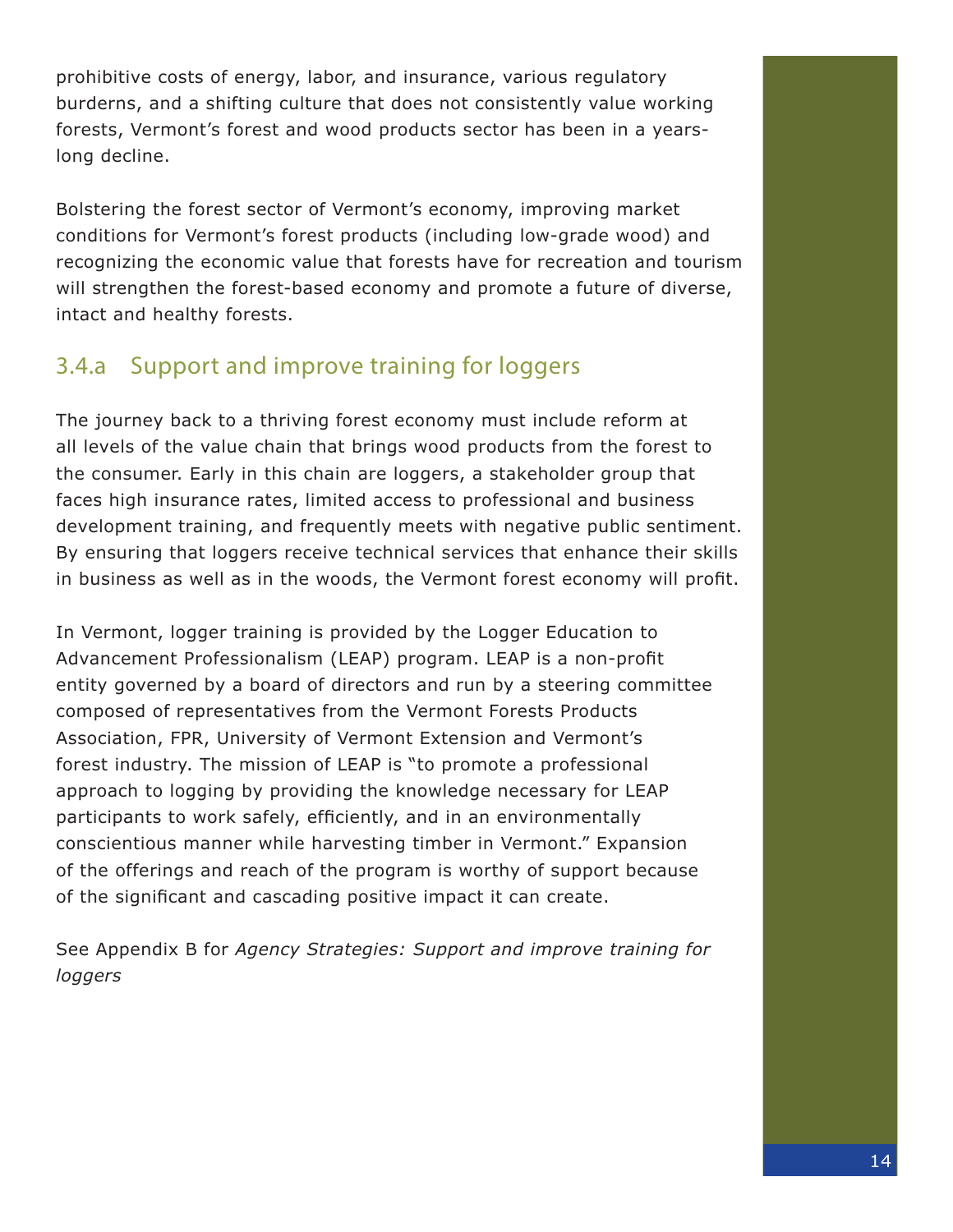prohibitive costs of energy, labor, and insurance, various regulatory burderns, and a shifting culture that does not consistently value working forests, Vermont's forest and wood products sector has been in a years-long decline.

Bolstering the forest sector of Vermont's economy, improving market conditions for Vermont's forest products (including low-grade wood) and recognizing the economic value that forests have for recreation and tourism will strengthen the forest-based economy and promote a future of diverse, intact and healthy forests.

### 3.4.a Support and improve training for loggers

The journey back to a thriving forest economy must include reform at all levels of the value chain that brings wood products from the forest to the consumer. Early in this chain are loggers, a stakeholder group that faces high insurance rates, limited access to professional and business development training, and frequently meets with negative public sentiment. By ensuring that loggers receive technical services that enhance their skills in business as well as in the woods, the Vermont forest economy will profit.

In Vermont, logger training is provided by the Logger Education to Advancement Professionalism (LEAP) program. LEAP is a non-profit entity governed by a board of directors and run by a steering committee composed of representatives from the Vermont Forests Products Association, FPR, University of Vermont Extension and Vermont's forest industry. The mission of LEAP is "to promote a professional approach to logging by providing the knowledge necessary for LEAP participants to work safely, efficiently, and in an environmentally conscientious manner while harvesting timber in Vermont." Expansion of the offerings and reach of the program is worthy of support because of the significant and cascading positive impact it can create.

See Appendix B for *Agency Strategies: Support and improve training for loggers*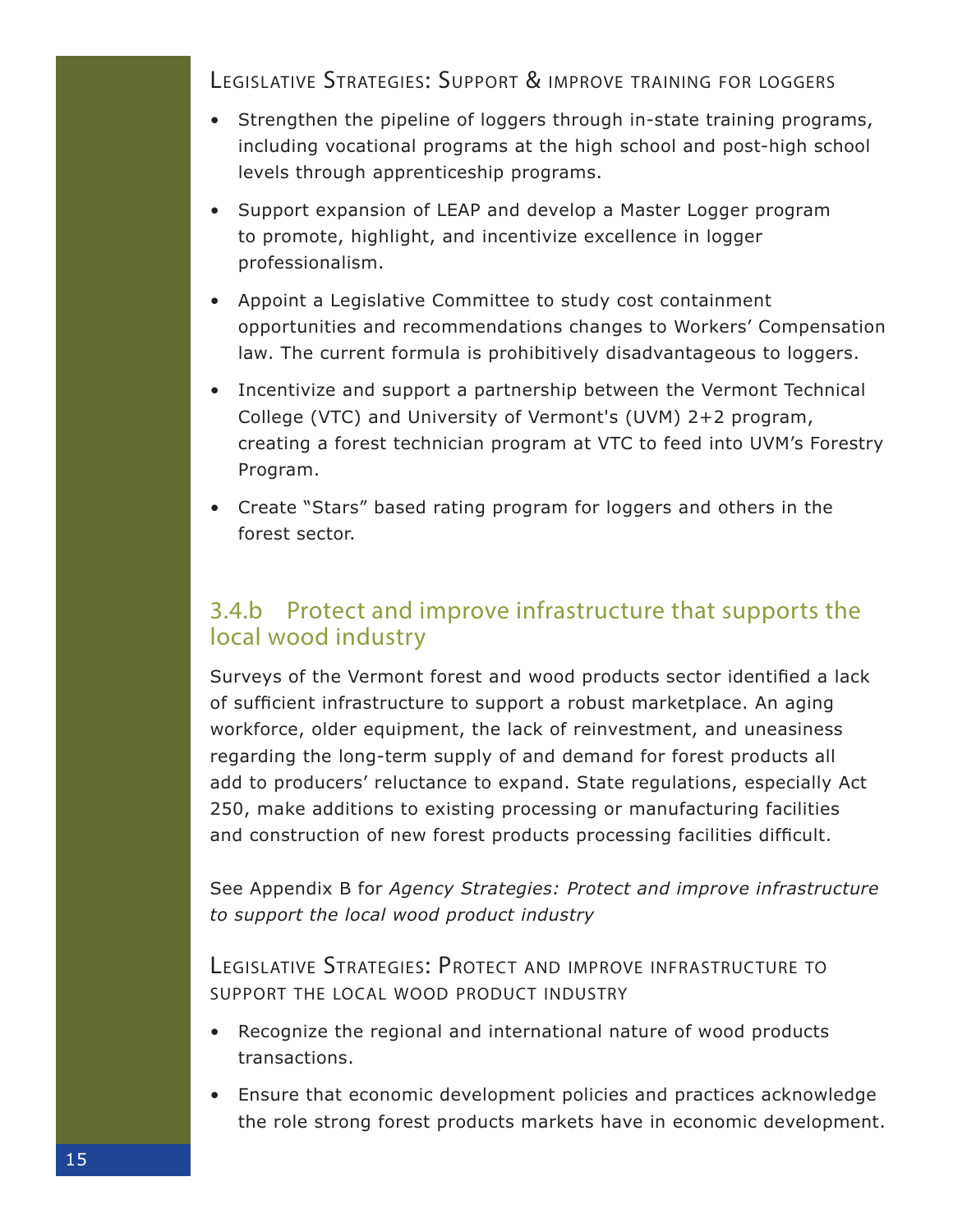### Legislative Strategies: Support & improve training for loggers

- Strengthen the pipeline of loggers through in-state training programs, including vocational programs at the high school and post-high school levels through apprenticeship programs.
- Support expansion of LEAP and develop a Master Logger program to promote, highlight, and incentivize excellence in logger professionalism.
- Appoint a Legislative Committee to study cost containment opportunities and recommendations changes to Workers' Compensation law. The current formula is prohibitively disadvantageous to loggers.
- Incentivize and support a partnership between the Vermont Technical College (VTC) and University of Vermont's (UVM) 2+2 program, creating a forest technician program at VTC to feed into UVM's Forestry Program.
- Create "Stars" based rating program for loggers and others in the forest sector.

## 3.4.b Protect and improve infrastructure that supports the local wood industry

Surveys of the Vermont forest and wood products sector identified a lack of sufficient infrastructure to support a robust marketplace. An aging workforce, older equipment, the lack of reinvestment, and uneasiness regarding the long-term supply of and demand for forest products all add to producers' reluctance to expand. State regulations, especially Act 250, make additions to existing processing or manufacturing facilities and construction of new forest products processing facilities difficult.

See Appendix B for *Agency Strategies: Protect and improve infrastructure to support the local wood product industry*

### Legislative Strategies: Protect and improve infrastructure to support the local wood product industry

- Recognize the regional and international nature of wood products transactions.
- Ensure that economic development policies and practices acknowledge the role strong forest products markets have in economic development.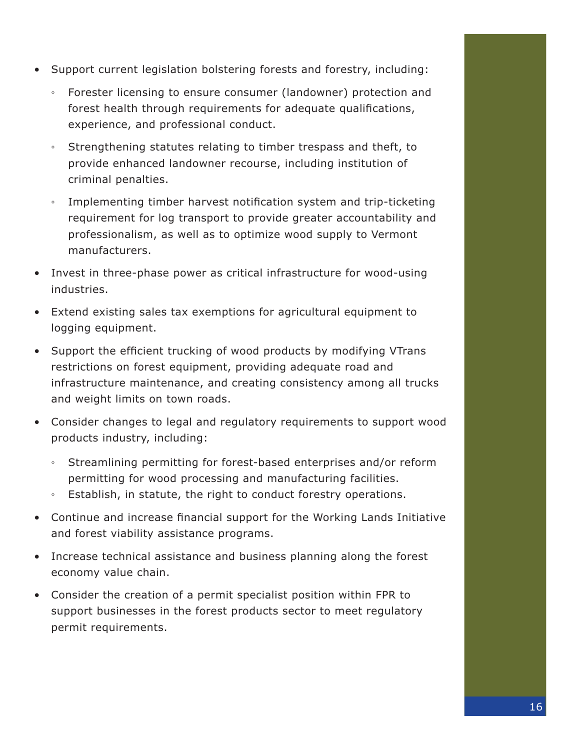- Support current legislation bolstering forests and forestry, including:
    - Forester licensing to ensure consumer (landowner) protection and forest health through requirements for adequate qualifications, experience, and professional conduct.
    - Strengthening statutes relating to timber trespass and theft, to provide enhanced landowner recourse, including institution of criminal penalties.
    - Implementing timber harvest notification system and trip-ticketing requirement for log transport to provide greater accountability and professionalism, as well as to optimize wood supply to Vermont manufacturers.
- Invest in three-phase power as critical infrastructure for wood-using industries.
- Extend existing sales tax exemptions for agricultural equipment to logging equipment.
- Support the efficient trucking of wood products by modifying VTrans restrictions on forest equipment, providing adequate road and infrastructure maintenance, and creating consistency among all trucks and weight limits on town roads.
- Consider changes to legal and regulatory requirements to support wood products industry, including:
    - Streamlining permitting for forest-based enterprises and/or reform permitting for wood processing and manufacturing facilities.
    - Establish, in statute, the right to conduct forestry operations.
- Continue and increase financial support for the Working Lands Initiative and forest viability assistance programs.
- Increase technical assistance and business planning along the forest economy value chain.
- Consider the creation of a permit specialist position within FPR to support businesses in the forest products sector to meet regulatory permit requirements.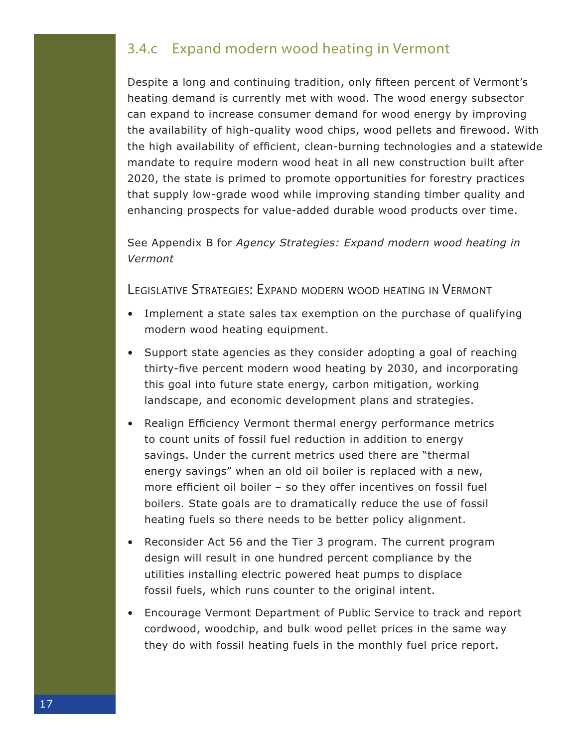### 3.4.c Expand modern wood heating in Vermont

Despite a long and continuing tradition, only fifteen percent of Vermont's heating demand is currently met with wood. The wood energy subsector can expand to increase consumer demand for wood energy by improving the availability of high-quality wood chips, wood pellets and firewood. With the high availability of efficient, clean-burning technologies and a statewide mandate to require modern wood heat in all new construction built after 2020, the state is primed to promote opportunities for forestry practices that supply low-grade wood while improving standing timber quality and enhancing prospects for value-added durable wood products over time.

See Appendix B for *Agency Strategies: Expand modern wood heating in Vermont*

#### Legislative Strategies: Expand modern wood heating in Vermont

- Implement a state sales tax exemption on the purchase of qualifying modern wood heating equipment.
- Support state agencies as they consider adopting a goal of reaching thirty-five percent modern wood heating by 2030, and incorporating this goal into future state energy, carbon mitigation, working landscape, and economic development plans and strategies.
- Realign Efficiency Vermont thermal energy performance metrics to count units of fossil fuel reduction in addition to energy savings. Under the current metrics used there are "thermal energy savings" when an old oil boiler is replaced with a new, more efficient oil boiler – so they offer incentives on fossil fuel boilers. State goals are to dramatically reduce the use of fossil heating fuels so there needs to be better policy alignment.
- Reconsider Act 56 and the Tier 3 program. The current program design will result in one hundred percent compliance by the utilities installing electric powered heat pumps to displace fossil fuels, which runs counter to the original intent.
- Encourage Vermont Department of Public Service to track and report cordwood, woodchip, and bulk wood pellet prices in the same way they do with fossil heating fuels in the monthly fuel price report.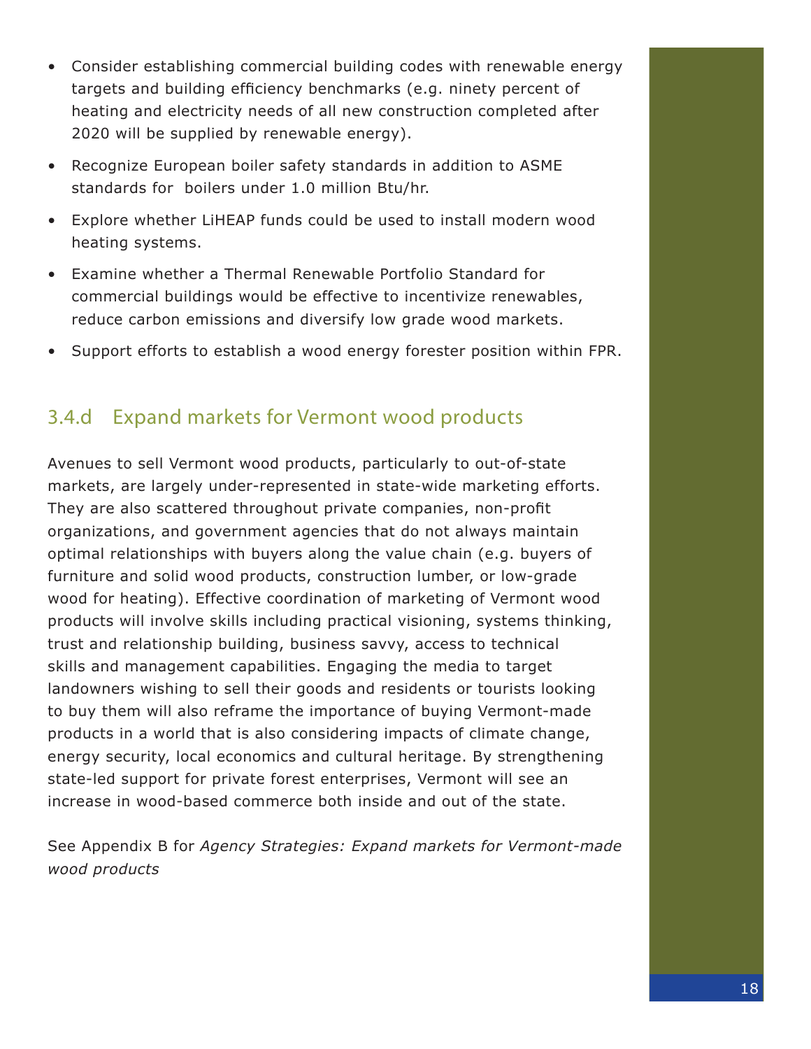- Consider establishing commercial building codes with renewable energy targets and building efficiency benchmarks (e.g. ninety percent of heating and electricity needs of all new construction completed after 2020 will be supplied by renewable energy).
- Recognize European boiler safety standards in addition to ASME standards for boilers under 1.0 million Btu/hr.
- Explore whether LiHEAP funds could be used to install modern wood heating systems.
- Examine whether a Thermal Renewable Portfolio Standard for commercial buildings would be effective to incentivize renewables, reduce carbon emissions and diversify low grade wood markets.
- Support efforts to establish a wood energy forester position within FPR.

### 3.4.d Expand markets for Vermont wood products

Avenues to sell Vermont wood products, particularly to out-of-state markets, are largely under-represented in state-wide marketing efforts. They are also scattered throughout private companies, non-profit organizations, and government agencies that do not always maintain optimal relationships with buyers along the value chain (e.g. buyers of furniture and solid wood products, construction lumber, or low-grade wood for heating). Effective coordination of marketing of Vermont wood products will involve skills including practical visioning, systems thinking, trust and relationship building, business savvy, access to technical skills and management capabilities. Engaging the media to target landowners wishing to sell their goods and residents or tourists looking to buy them will also reframe the importance of buying Vermont-made products in a world that is also considering impacts of climate change, energy security, local economics and cultural heritage. By strengthening state-led support for private forest enterprises, Vermont will see an increase in wood-based commerce both inside and out of the state.

See Appendix B for *Agency Strategies: Expand markets for Vermont-made wood products*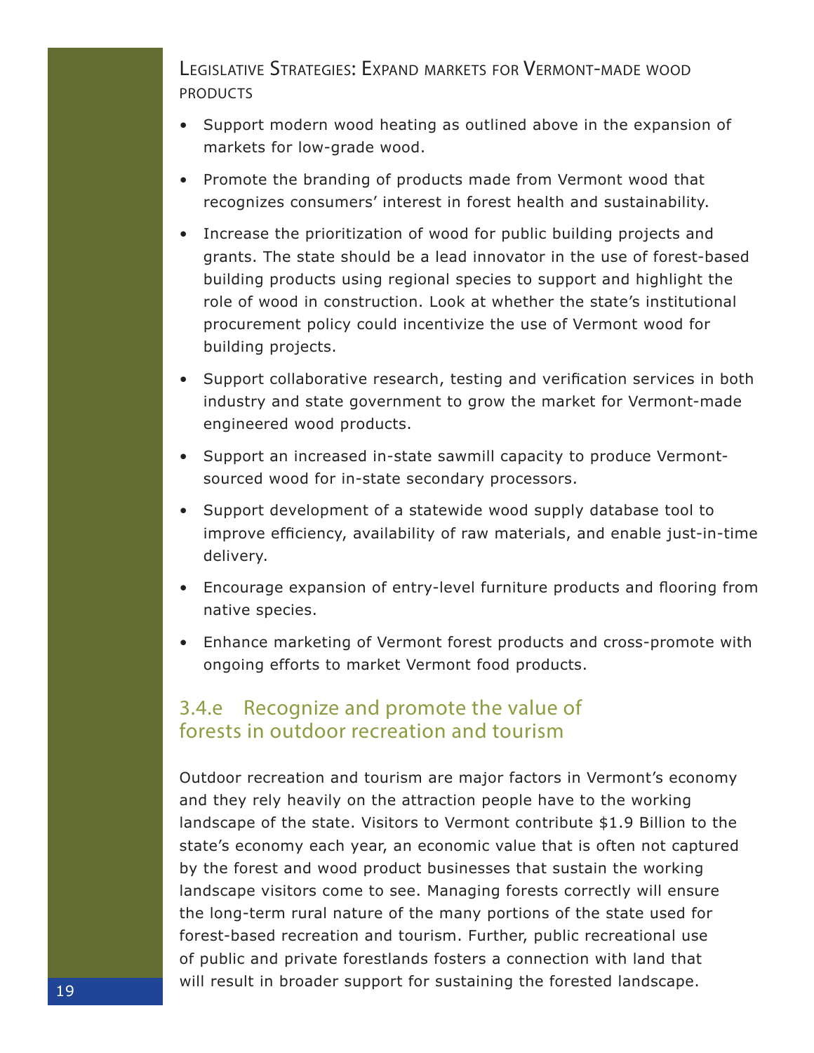### Legislative Strategies: Expand markets for Vermont-made wood products

- Support modern wood heating as outlined above in the expansion of markets for low-grade wood.
- Promote the branding of products made from Vermont wood that recognizes consumers' interest in forest health and sustainability.
- Increase the prioritization of wood for public building projects and grants. The state should be a lead innovator in the use of forest-based building products using regional species to support and highlight the role of wood in construction. Look at whether the state's institutional procurement policy could incentivize the use of Vermont wood for building projects.
- Support collaborative research, testing and verification services in both industry and state government to grow the market for Vermont-made engineered wood products.
- Support an increased in-state sawmill capacity to produce Vermont-sourced wood for in-state secondary processors.
- Support development of a statewide wood supply database tool to improve efficiency, availability of raw materials, and enable just-in-time delivery.
- Encourage expansion of entry-level furniture products and flooring from native species.
- Enhance marketing of Vermont forest products and cross-promote with ongoing efforts to market Vermont food products.

## 3.4.e Recognize and promote the value of forests in outdoor recreation and tourism

Outdoor recreation and tourism are major factors in Vermont's economy and they rely heavily on the attraction people have to the working landscape of the state. Visitors to Vermont contribute $1.9 Billion to the state's economy each year, an economic value that is often not captured by the forest and wood product businesses that sustain the working landscape visitors come to see. Managing forests correctly will ensure the long-term rural nature of the many portions of the state used for forest-based recreation and tourism. Further, public recreational use of public and private forestlands fosters a connection with land that will result in broader support for sustaining the forested landscape.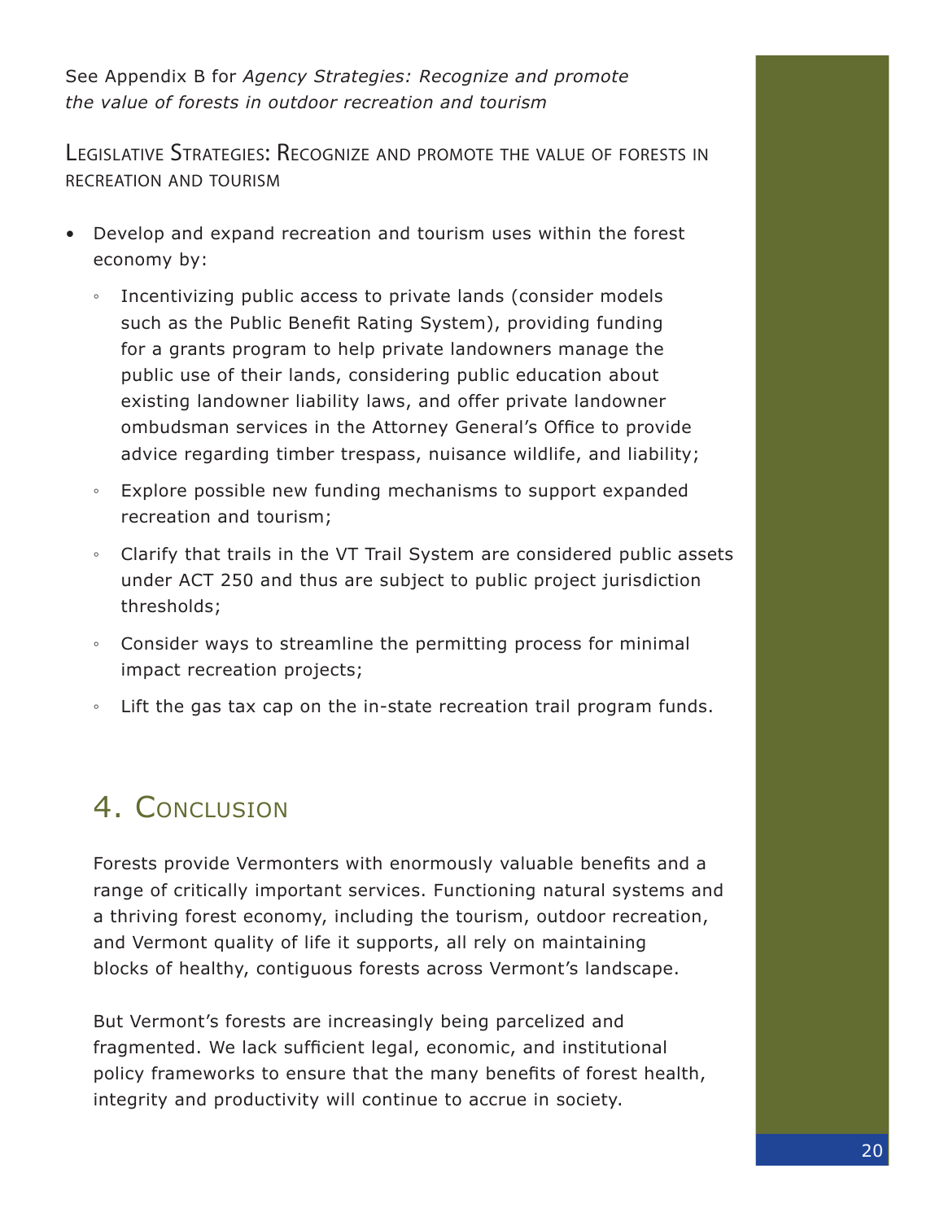See Appendix B for *Agency Strategies: Recognize and promote the value of forests in outdoor recreation and tourism*

### Legislative Strategies: Recognize and promote the value of forests in recreation and tourism

- Develop and expand recreation and tourism uses within the forest economy by:
    - Incentivizing public access to private lands (consider models such as the Public Benefit Rating System), providing funding for a grants program to help private landowners manage the public use of their lands, considering public education about existing landowner liability laws, and offer private landowner ombudsman services in the Attorney General's Office to provide advice regarding timber trespass, nuisance wildlife, and liability;
    - Explore possible new funding mechanisms to support expanded recreation and tourism;
    - Clarify that trails in the VT Trail System are considered public assets under ACT 250 and thus are subject to public project jurisdiction thresholds;
    - Consider ways to streamline the permitting process for minimal impact recreation projects;
    - Lift the gas tax cap on the in-state recreation trail program funds.

## 4. Conclusion

Forests provide Vermonters with enormously valuable benefits and a range of critically important services. Functioning natural systems and a thriving forest economy, including the tourism, outdoor recreation, and Vermont quality of life it supports, all rely on maintaining blocks of healthy, contiguous forests across Vermont's landscape.

But Vermont's forests are increasingly being parcelized and fragmented. We lack sufficient legal, economic, and institutional policy frameworks to ensure that the many benefits of forest health, integrity and productivity will continue to accrue in society.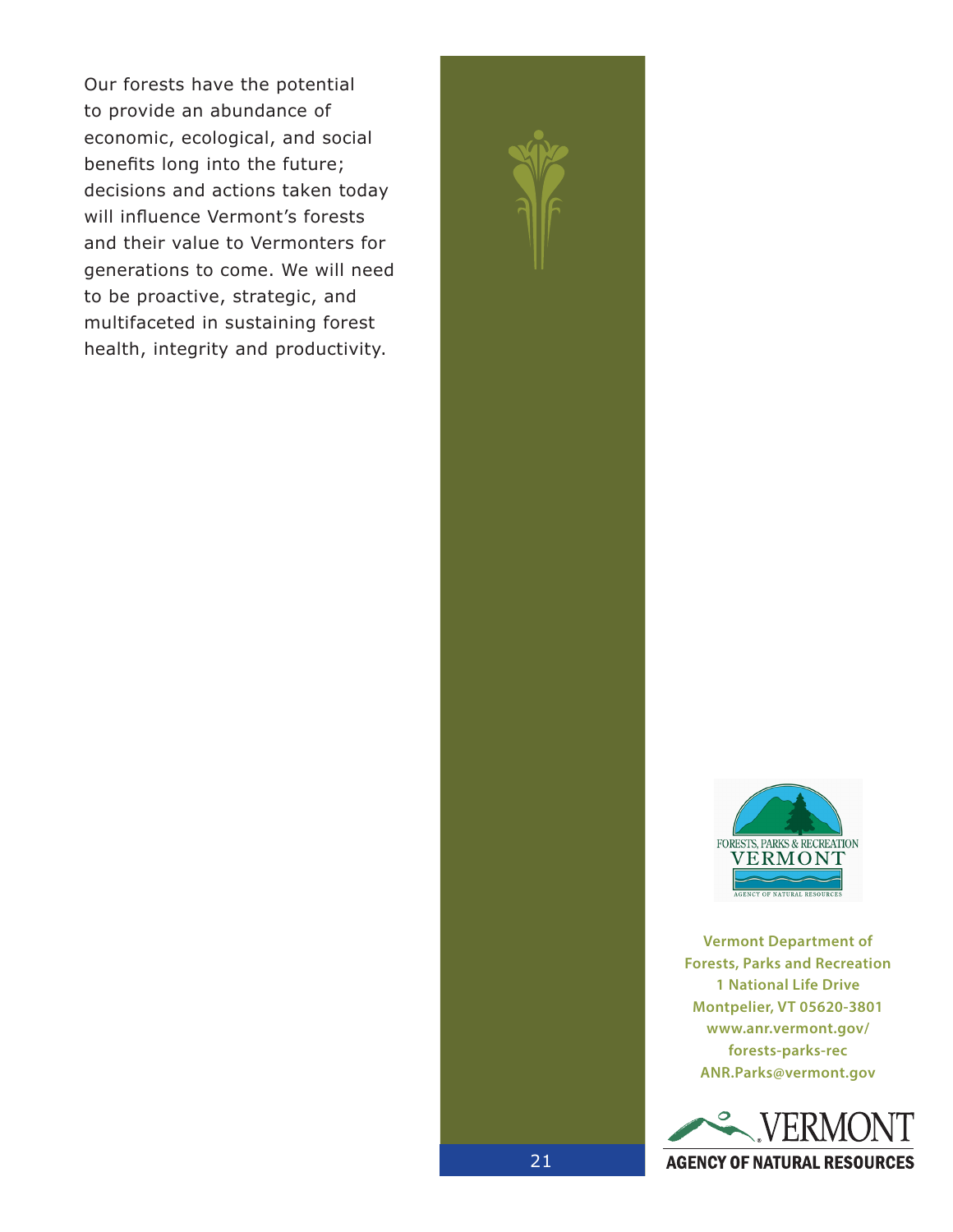Our forests have the potential to provide an abundance of economic, ecological, and social benefits long into the future; decisions and actions taken today will influence Vermont's forests and their value to Vermonters for generations to come. We will need to be proactive, strategic, and multifaceted in sustaining forest health, integrity and productivity.

FORESTS, PARKS & RECREATION
VERMONT
AGENCY OF NATURAL RESOURCES

**Vermont Department of Forests, Parks and Recreation**
**1 National Life Drive**
**Montpelier, VT 05620-3801**
**www.anr.vermont.gov/forests-parks-rec**
**ANR.Parks@vermont.gov**

VERMONT
AGENCY OF NATURAL RESOURCES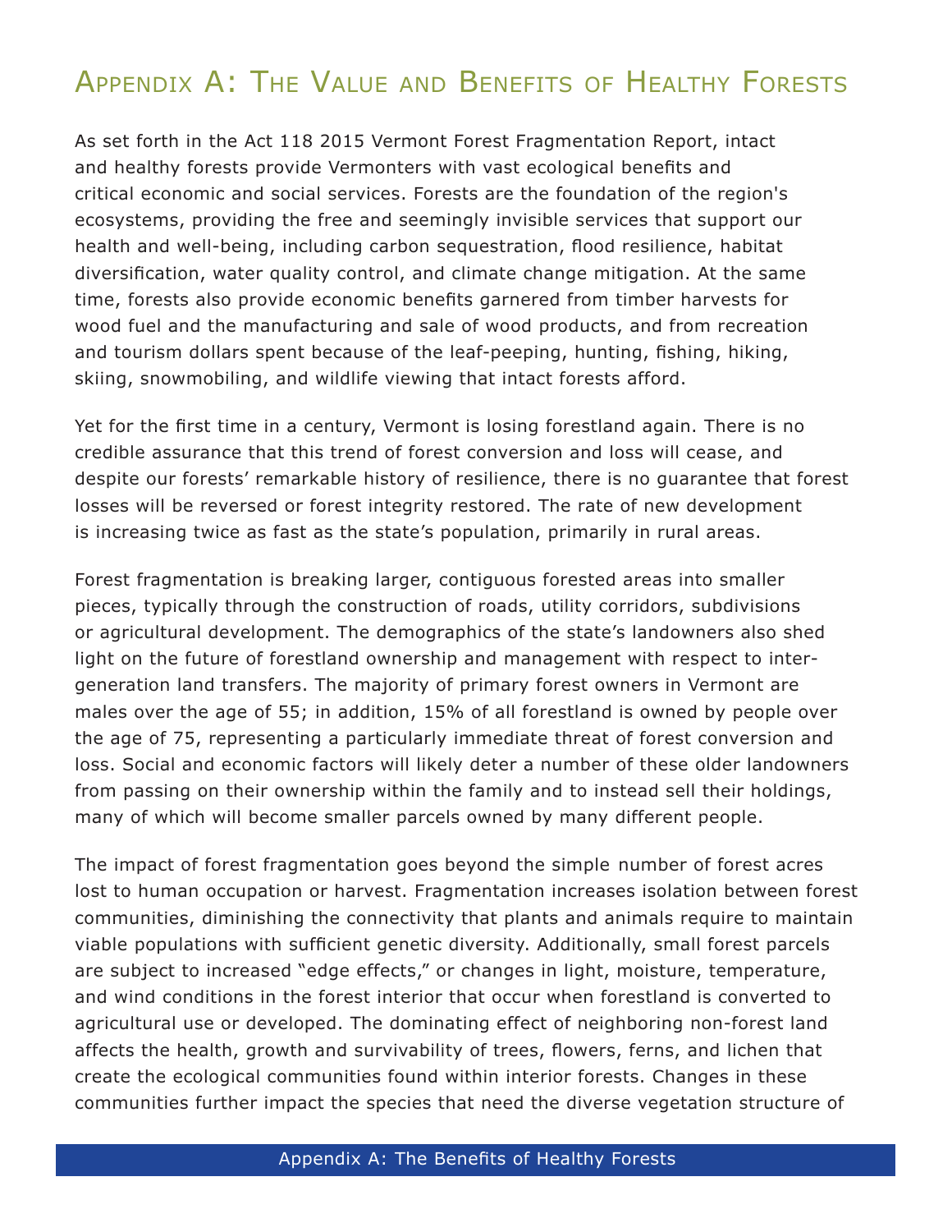# Appendix A: The Value and Benefits of Healthy Forests

As set forth in the Act 118 2015 Vermont Forest Fragmentation Report, intact and healthy forests provide Vermonters with vast ecological benefits and critical economic and social services. Forests are the foundation of the region's ecosystems, providing the free and seemingly invisible services that support our health and well-being, including carbon sequestration, flood resilience, habitat diversification, water quality control, and climate change mitigation. At the same time, forests also provide economic benefits garnered from timber harvests for wood fuel and the manufacturing and sale of wood products, and from recreation and tourism dollars spent because of the leaf-peeping, hunting, fishing, hiking, skiing, snowmobiling, and wildlife viewing that intact forests afford.

Yet for the first time in a century, Vermont is losing forestland again. There is no credible assurance that this trend of forest conversion and loss will cease, and despite our forests' remarkable history of resilience, there is no guarantee that forest losses will be reversed or forest integrity restored. The rate of new development is increasing twice as fast as the state's population, primarily in rural areas.

Forest fragmentation is breaking larger, contiguous forested areas into smaller pieces, typically through the construction of roads, utility corridors, subdivisions or agricultural development. The demographics of the state's landowners also shed light on the future of forestland ownership and management with respect to inter-generation land transfers. The majority of primary forest owners in Vermont are males over the age of 55; in addition, 15% of all forestland is owned by people over the age of 75, representing a particularly immediate threat of forest conversion and loss. Social and economic factors will likely deter a number of these older landowners from passing on their ownership within the family and to instead sell their holdings, many of which will become smaller parcels owned by many different people.

The impact of forest fragmentation goes beyond the simple number of forest acres lost to human occupation or harvest. Fragmentation increases isolation between forest communities, diminishing the connectivity that plants and animals require to maintain viable populations with sufficient genetic diversity. Additionally, small forest parcels are subject to increased "edge effects," or changes in light, moisture, temperature, and wind conditions in the forest interior that occur when forestland is converted to agricultural use or developed. The dominating effect of neighboring non-forest land affects the health, growth and survivability of trees, flowers, ferns, and lichen that create the ecological communities found within interior forests. Changes in these communities further impact the species that need the diverse vegetation structure of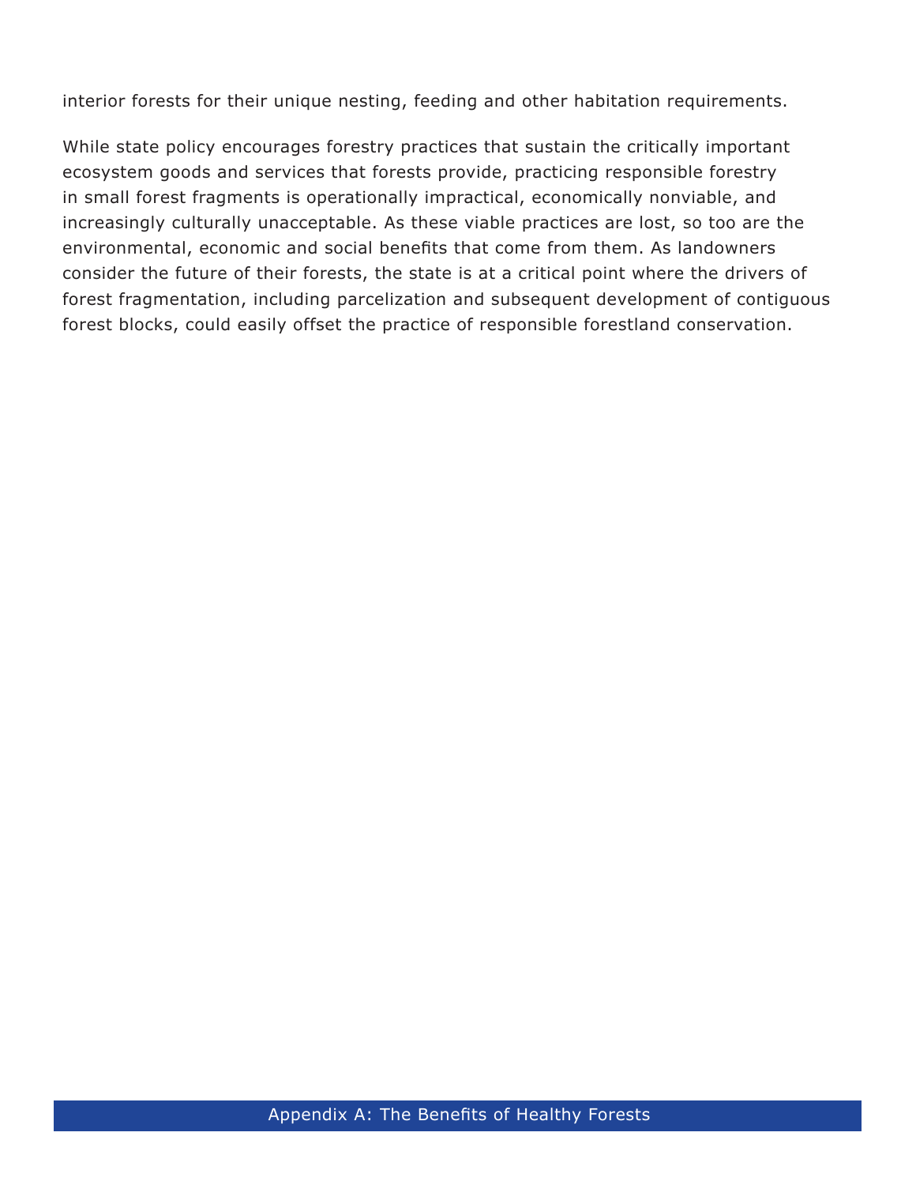interior forests for their unique nesting, feeding and other habitation requirements.

While state policy encourages forestry practices that sustain the critically important ecosystem goods and services that forests provide, practicing responsible forestry in small forest fragments is operationally impractical, economically nonviable, and increasingly culturally unacceptable. As these viable practices are lost, so too are the environmental, economic and social benefits that come from them. As landowners consider the future of their forests, the state is at a critical point where the drivers of forest fragmentation, including parcelization and subsequent development of contiguous forest blocks, could easily offset the practice of responsible forestland conservation.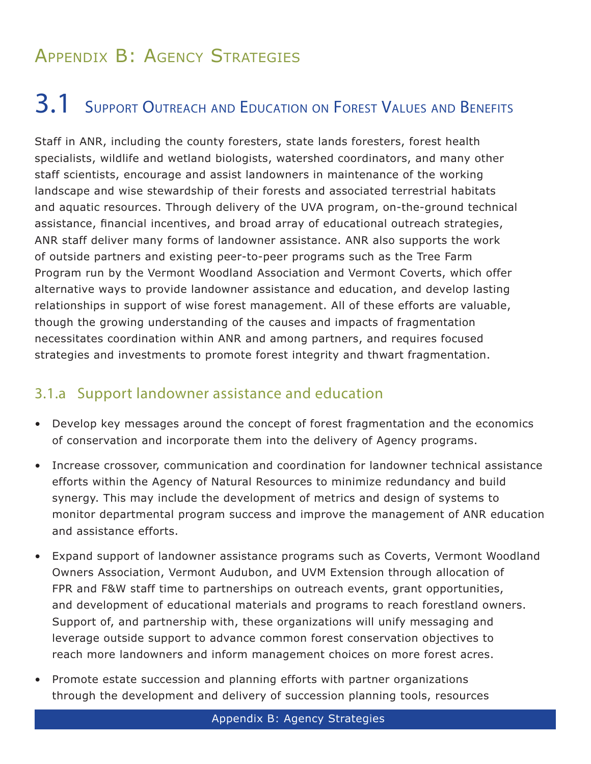# Appendix B: Agency Strategies

## 3.1 Support Outreach and Education on Forest Values and Benefits

Staff in ANR, including the county foresters, state lands foresters, forest health specialists, wildlife and wetland biologists, watershed coordinators, and many other staff scientists, encourage and assist landowners in maintenance of the working landscape and wise stewardship of their forests and associated terrestrial habitats and aquatic resources. Through delivery of the UVA program, on-the-ground technical assistance, financial incentives, and broad array of educational outreach strategies, ANR staff deliver many forms of landowner assistance. ANR also supports the work of outside partners and existing peer-to-peer programs such as the Tree Farm Program run by the Vermont Woodland Association and Vermont Coverts, which offer alternative ways to provide landowner assistance and education, and develop lasting relationships in support of wise forest management. All of these efforts are valuable, though the growing understanding of the causes and impacts of fragmentation necessitates coordination within ANR and among partners, and requires focused strategies and investments to promote forest integrity and thwart fragmentation.

### 3.1.a Support landowner assistance and education

- Develop key messages around the concept of forest fragmentation and the economics of conservation and incorporate them into the delivery of Agency programs.
- Increase crossover, communication and coordination for landowner technical assistance efforts within the Agency of Natural Resources to minimize redundancy and build synergy. This may include the development of metrics and design of systems to monitor departmental program success and improve the management of ANR education and assistance efforts.
- Expand support of landowner assistance programs such as Coverts, Vermont Woodland Owners Association, Vermont Audubon, and UVM Extension through allocation of FPR and F&W staff time to partnerships on outreach events, grant opportunities, and development of educational materials and programs to reach forestland owners. Support of, and partnership with, these organizations will unify messaging and leverage outside support to advance common forest conservation objectives to reach more landowners and inform management choices on more forest acres.
- Promote estate succession and planning efforts with partner organizations through the development and delivery of succession planning tools, resources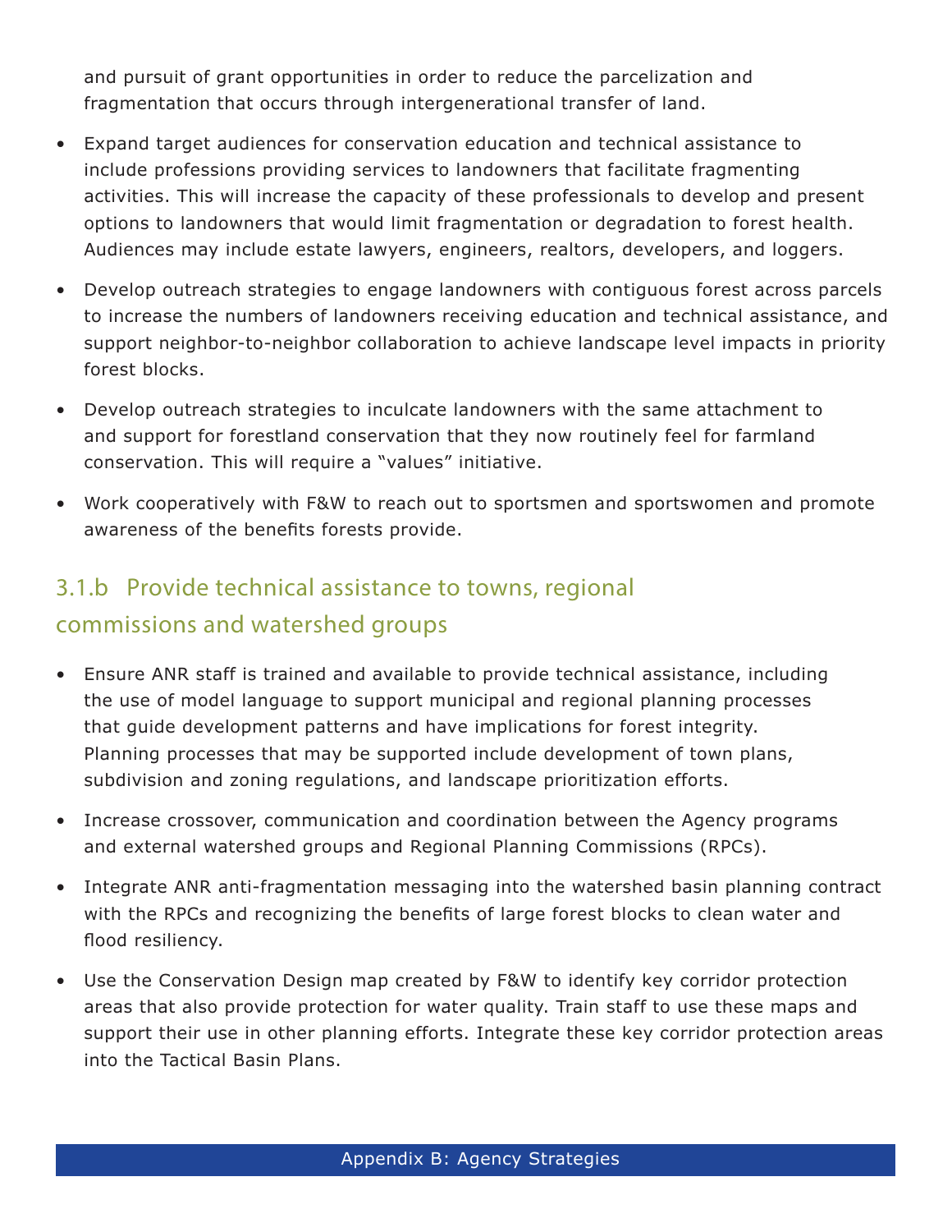and pursuit of grant opportunities in order to reduce the parcelization and fragmentation that occurs through intergenerational transfer of land.

- Expand target audiences for conservation education and technical assistance to include professions providing services to landowners that facilitate fragmenting activities. This will increase the capacity of these professionals to develop and present options to landowners that would limit fragmentation or degradation to forest health. Audiences may include estate lawyers, engineers, realtors, developers, and loggers.
- Develop outreach strategies to engage landowners with contiguous forest across parcels to increase the numbers of landowners receiving education and technical assistance, and support neighbor-to-neighbor collaboration to achieve landscape level impacts in priority forest blocks.
- Develop outreach strategies to inculcate landowners with the same attachment to and support for forestland conservation that they now routinely feel for farmland conservation. This will require a "values" initiative.
- Work cooperatively with F&W to reach out to sportsmen and sportswomen and promote awareness of the benefits forests provide.

### 3.1.b Provide technical assistance to towns, regional commissions and watershed groups

- Ensure ANR staff is trained and available to provide technical assistance, including the use of model language to support municipal and regional planning processes that guide development patterns and have implications for forest integrity. Planning processes that may be supported include development of town plans, subdivision and zoning regulations, and landscape prioritization efforts.
- Increase crossover, communication and coordination between the Agency programs and external watershed groups and Regional Planning Commissions (RPCs).
- Integrate ANR anti-fragmentation messaging into the watershed basin planning contract with the RPCs and recognizing the benefits of large forest blocks to clean water and flood resiliency.
- Use the Conservation Design map created by F&W to identify key corridor protection areas that also provide protection for water quality. Train staff to use these maps and support their use in other planning efforts. Integrate these key corridor protection areas into the Tactical Basin Plans.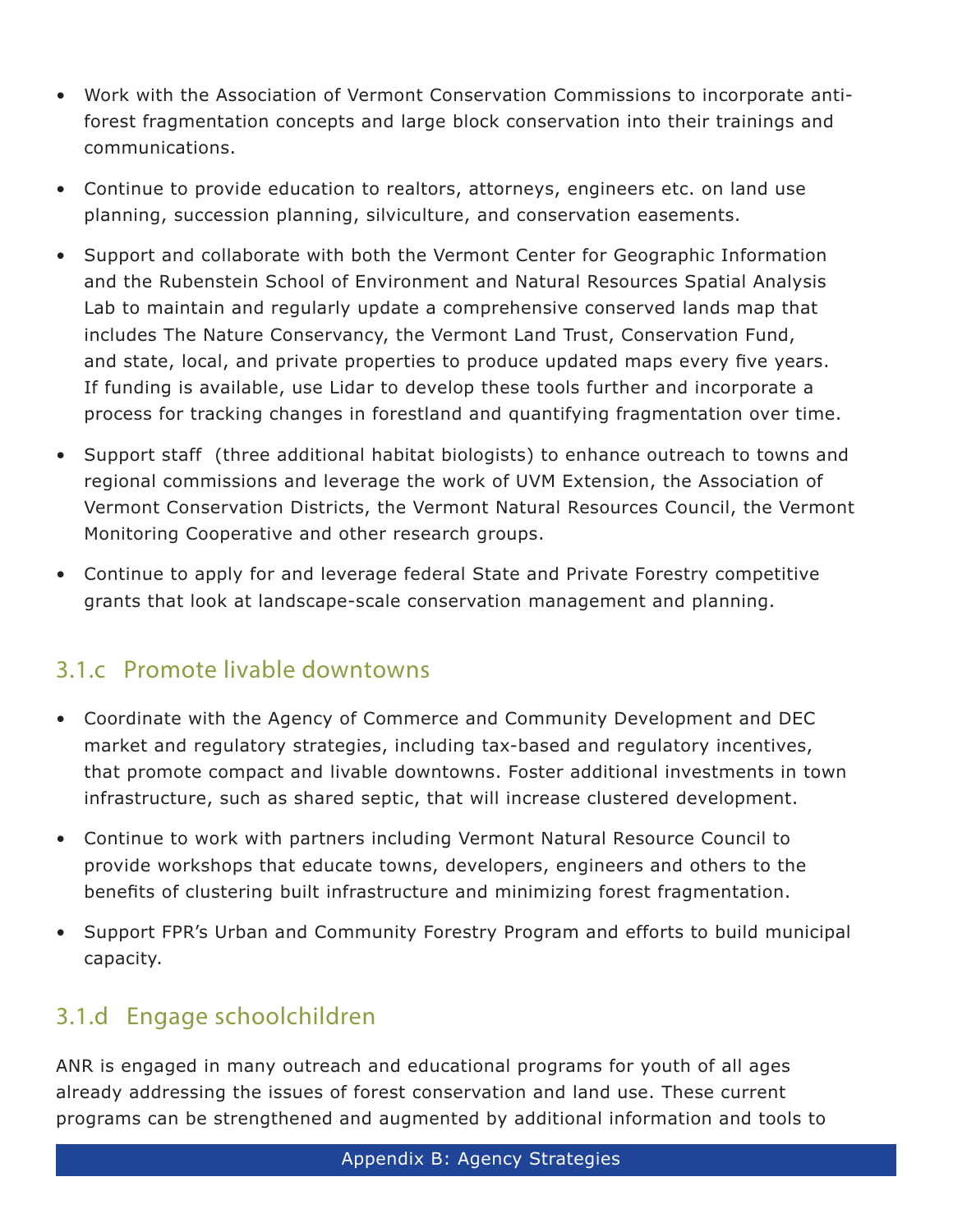- Work with the Association of Vermont Conservation Commissions to incorporate anti-forest fragmentation concepts and large block conservation into their trainings and communications.
- Continue to provide education to realtors, attorneys, engineers etc. on land use planning, succession planning, silviculture, and conservation easements.
- Support and collaborate with both the Vermont Center for Geographic Information and the Rubenstein School of Environment and Natural Resources Spatial Analysis Lab to maintain and regularly update a comprehensive conserved lands map that includes The Nature Conservancy, the Vermont Land Trust, Conservation Fund, and state, local, and private properties to produce updated maps every five years. If funding is available, use Lidar to develop these tools further and incorporate a process for tracking changes in forestland and quantifying fragmentation over time.
- Support staff (three additional habitat biologists) to enhance outreach to towns and regional commissions and leverage the work of UVM Extension, the Association of Vermont Conservation Districts, the Vermont Natural Resources Council, the Vermont Monitoring Cooperative and other research groups.
- Continue to apply for and leverage federal State and Private Forestry competitive grants that look at landscape-scale conservation management and planning.

### 3.1.c Promote livable downtowns

- Coordinate with the Agency of Commerce and Community Development and DEC market and regulatory strategies, including tax-based and regulatory incentives, that promote compact and livable downtowns. Foster additional investments in town infrastructure, such as shared septic, that will increase clustered development.
- Continue to work with partners including Vermont Natural Resource Council to provide workshops that educate towns, developers, engineers and others to the benefits of clustering built infrastructure and minimizing forest fragmentation.
- Support FPR's Urban and Community Forestry Program and efforts to build municipal capacity.

### 3.1.d Engage schoolchildren

ANR is engaged in many outreach and educational programs for youth of all ages already addressing the issues of forest conservation and land use. These current programs can be strengthened and augmented by additional information and tools to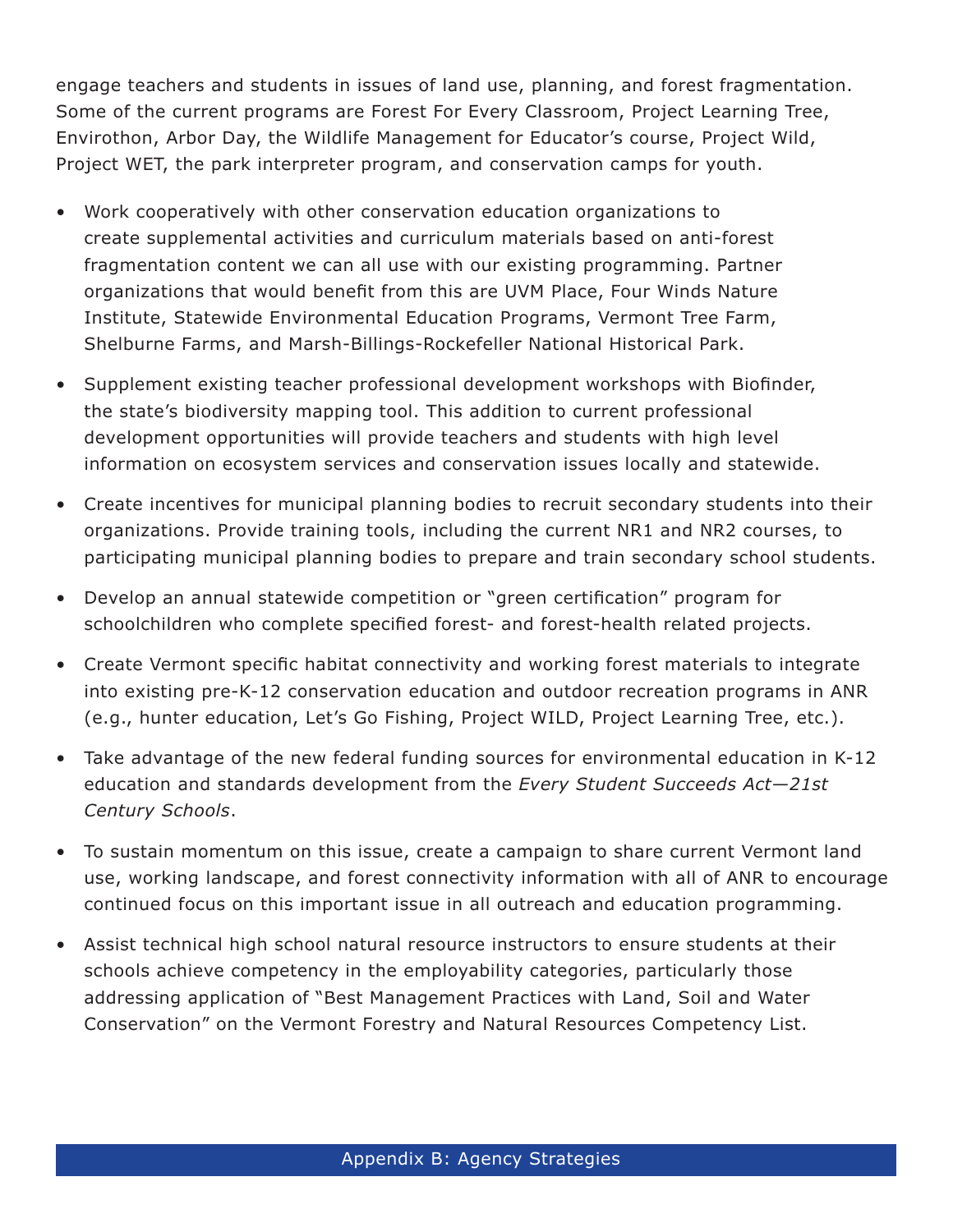engage teachers and students in issues of land use, planning, and forest fragmentation. Some of the current programs are Forest For Every Classroom, Project Learning Tree, Envirothon, Arbor Day, the Wildlife Management for Educator's course, Project Wild, Project WET, the park interpreter program, and conservation camps for youth.

- Work cooperatively with other conservation education organizations to create supplemental activities and curriculum materials based on anti-forest fragmentation content we can all use with our existing programming. Partner organizations that would benefit from this are UVM Place, Four Winds Nature Institute, Statewide Environmental Education Programs, Vermont Tree Farm, Shelburne Farms, and Marsh-Billings-Rockefeller National Historical Park.
- Supplement existing teacher professional development workshops with Biofinder, the state's biodiversity mapping tool. This addition to current professional development opportunities will provide teachers and students with high level information on ecosystem services and conservation issues locally and statewide.
- Create incentives for municipal planning bodies to recruit secondary students into their organizations. Provide training tools, including the current NR1 and NR2 courses, to participating municipal planning bodies to prepare and train secondary school students.
- Develop an annual statewide competition or "green certification" program for schoolchildren who complete specified forest- and forest-health related projects.
- Create Vermont specific habitat connectivity and working forest materials to integrate into existing pre-K-12 conservation education and outdoor recreation programs in ANR (e.g., hunter education, Let's Go Fishing, Project WILD, Project Learning Tree, etc.).
- Take advantage of the new federal funding sources for environmental education in K-12 education and standards development from the *Every Student Succeeds Act—21st Century Schools*.
- To sustain momentum on this issue, create a campaign to share current Vermont land use, working landscape, and forest connectivity information with all of ANR to encourage continued focus on this important issue in all outreach and education programming.
- Assist technical high school natural resource instructors to ensure students at their schools achieve competency in the employability categories, particularly those addressing application of "Best Management Practices with Land, Soil and Water Conservation" on the Vermont Forestry and Natural Resources Competency List.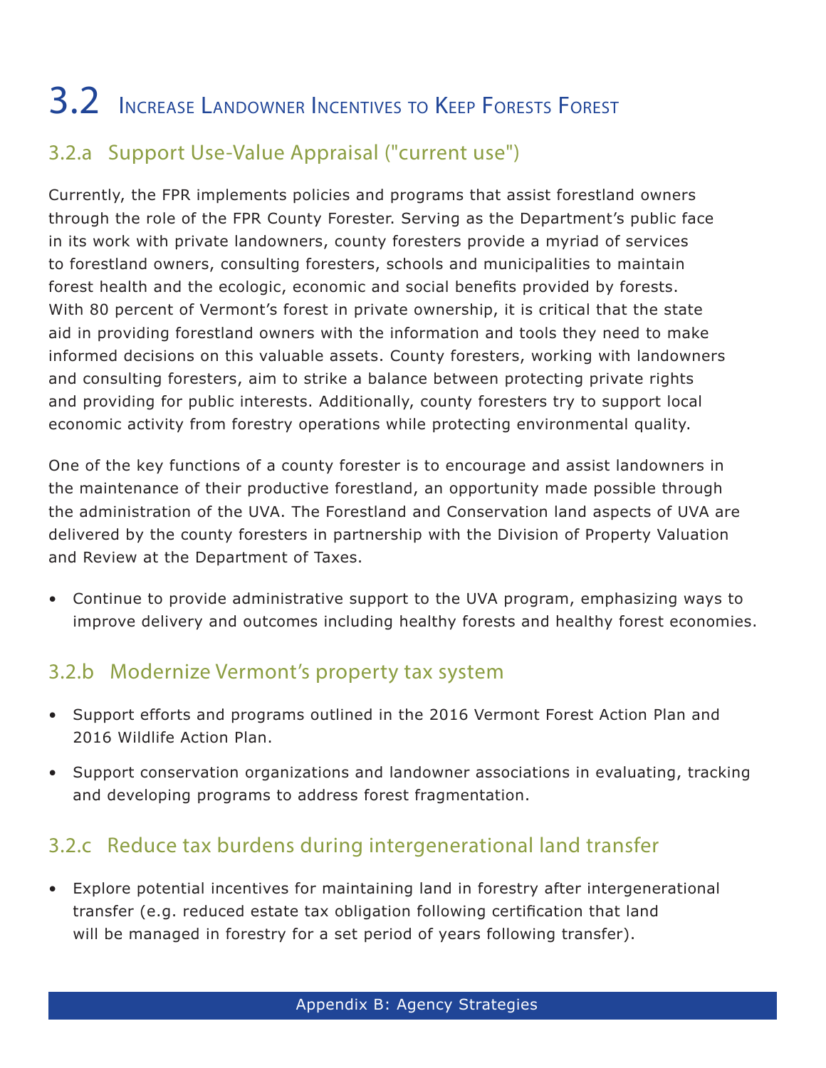# 3.2 Increase Landowner Incentives to Keep Forests Forest

## 3.2.a Support Use-Value Appraisal ("current use")

Currently, the FPR implements policies and programs that assist forestland owners through the role of the FPR County Forester. Serving as the Department's public face in its work with private landowners, county foresters provide a myriad of services to forestland owners, consulting foresters, schools and municipalities to maintain forest health and the ecologic, economic and social benefits provided by forests. With 80 percent of Vermont's forest in private ownership, it is critical that the state aid in providing forestland owners with the information and tools they need to make informed decisions on this valuable assets. County foresters, working with landowners and consulting foresters, aim to strike a balance between protecting private rights and providing for public interests. Additionally, county foresters try to support local economic activity from forestry operations while protecting environmental quality.

One of the key functions of a county forester is to encourage and assist landowners in the maintenance of their productive forestland, an opportunity made possible through the administration of the UVA. The Forestland and Conservation land aspects of UVA are delivered by the county foresters in partnership with the Division of Property Valuation and Review at the Department of Taxes.

- Continue to provide administrative support to the UVA program, emphasizing ways to improve delivery and outcomes including healthy forests and healthy forest economies.

## 3.2.b Modernize Vermont's property tax system

- Support efforts and programs outlined in the 2016 Vermont Forest Action Plan and 2016 Wildlife Action Plan.
- Support conservation organizations and landowner associations in evaluating, tracking and developing programs to address forest fragmentation.

## 3.2.c Reduce tax burdens during intergenerational land transfer

- Explore potential incentives for maintaining land in forestry after intergenerational transfer (e.g. reduced estate tax obligation following certification that land will be managed in forestry for a set period of years following transfer).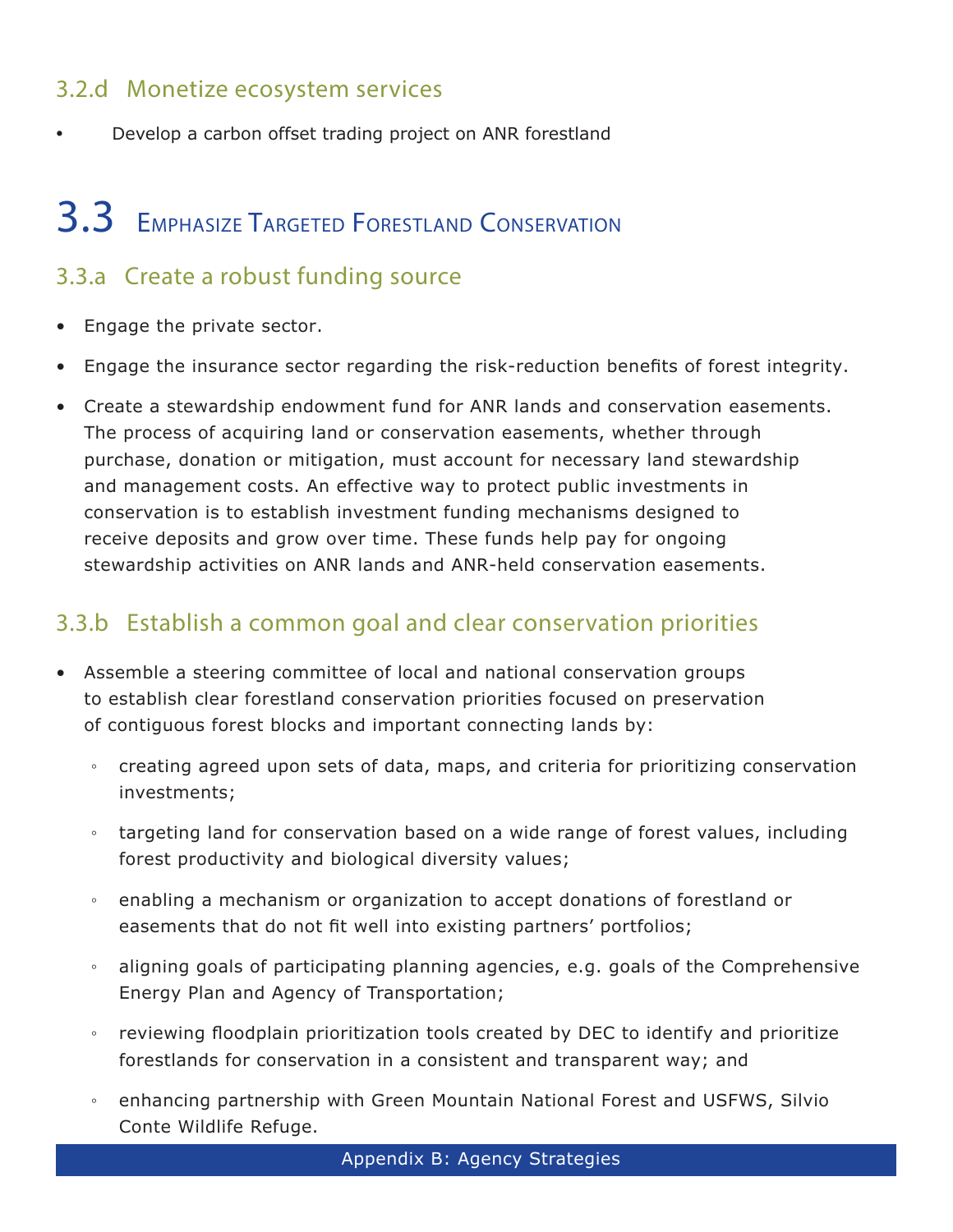### 3.2.d Monetize ecosystem services

- Develop a carbon offset trading project on ANR forestland

## 3.3 Emphasize Targeted Forestland Conservation

### 3.3.a Create a robust funding source

- Engage the private sector.
- Engage the insurance sector regarding the risk-reduction benefits of forest integrity.
- Create a stewardship endowment fund for ANR lands and conservation easements. The process of acquiring land or conservation easements, whether through purchase, donation or mitigation, must account for necessary land stewardship and management costs. An effective way to protect public investments in conservation is to establish investment funding mechanisms designed to receive deposits and grow over time. These funds help pay for ongoing stewardship activities on ANR lands and ANR-held conservation easements.

### 3.3.b Establish a common goal and clear conservation priorities

- Assemble a steering committee of local and national conservation groups to establish clear forestland conservation priorities focused on preservation of contiguous forest blocks and important connecting lands by:
  - creating agreed upon sets of data, maps, and criteria for prioritizing conservation investments;
  - targeting land for conservation based on a wide range of forest values, including forest productivity and biological diversity values;
  - enabling a mechanism or organization to accept donations of forestland or easements that do not fit well into existing partners' portfolios;
  - aligning goals of participating planning agencies, e.g. goals of the Comprehensive Energy Plan and Agency of Transportation;
  - reviewing floodplain prioritization tools created by DEC to identify and prioritize forestlands for conservation in a consistent and transparent way; and
  - enhancing partnership with Green Mountain National Forest and USFWS, Silvio Conte Wildlife Refuge.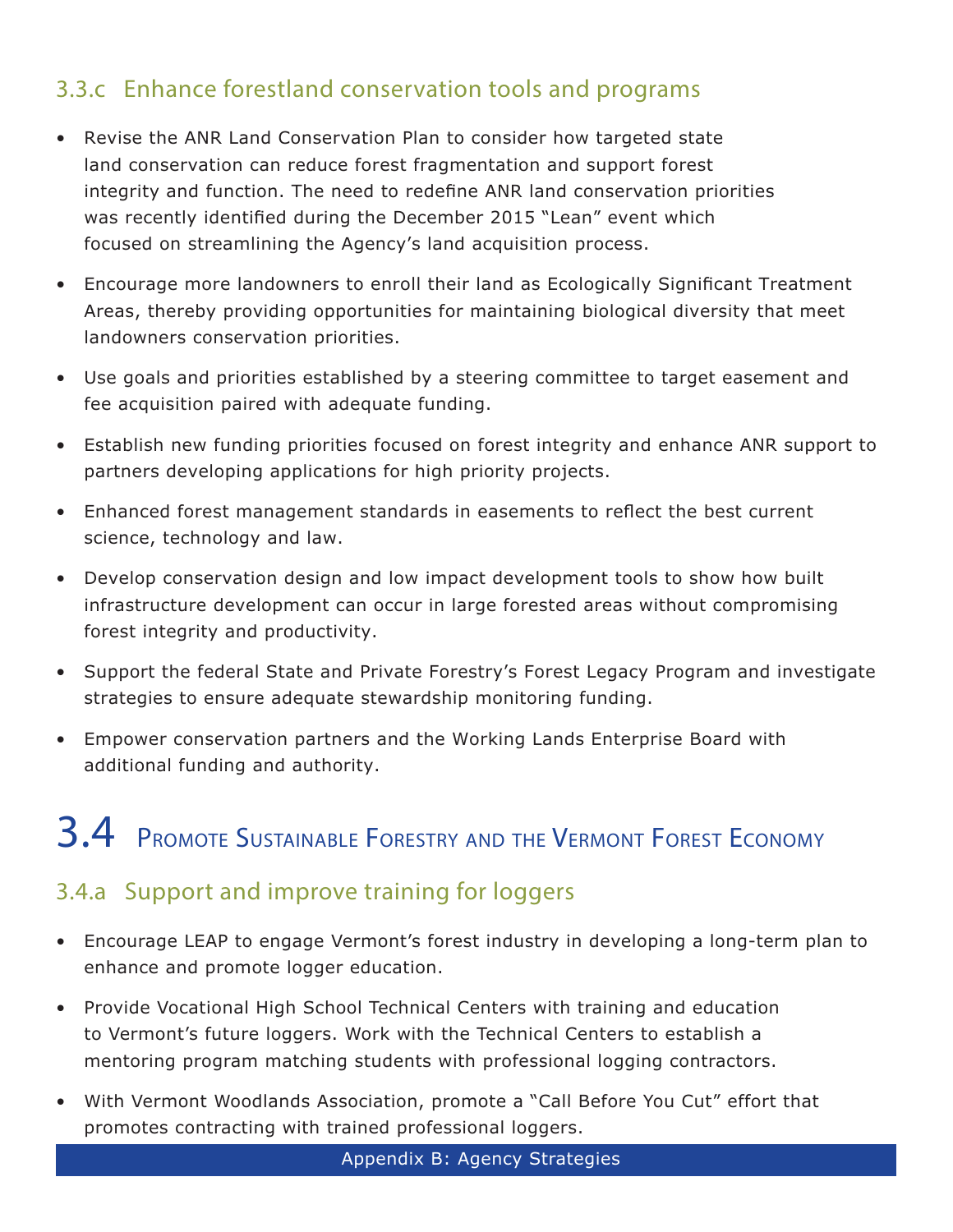### 3.3.c Enhance forestland conservation tools and programs

- Revise the ANR Land Conservation Plan to consider how targeted state land conservation can reduce forest fragmentation and support forest integrity and function. The need to redefine ANR land conservation priorities was recently identified during the December 2015 "Lean" event which focused on streamlining the Agency's land acquisition process.
- Encourage more landowners to enroll their land as Ecologically Significant Treatment Areas, thereby providing opportunities for maintaining biological diversity that meet landowners conservation priorities.
- Use goals and priorities established by a steering committee to target easement and fee acquisition paired with adequate funding.
- Establish new funding priorities focused on forest integrity and enhance ANR support to partners developing applications for high priority projects.
- Enhanced forest management standards in easements to reflect the best current science, technology and law.
- Develop conservation design and low impact development tools to show how built infrastructure development can occur in large forested areas without compromising forest integrity and productivity.
- Support the federal State and Private Forestry's Forest Legacy Program and investigate strategies to ensure adequate stewardship monitoring funding.
- Empower conservation partners and the Working Lands Enterprise Board with additional funding and authority.

## 3.4 Promote Sustainable Forestry and the Vermont Forest Economy

### 3.4.a Support and improve training for loggers

- Encourage LEAP to engage Vermont's forest industry in developing a long-term plan to enhance and promote logger education.
- Provide Vocational High School Technical Centers with training and education to Vermont's future loggers. Work with the Technical Centers to establish a mentoring program matching students with professional logging contractors.
- With Vermont Woodlands Association, promote a "Call Before You Cut" effort that promotes contracting with trained professional loggers.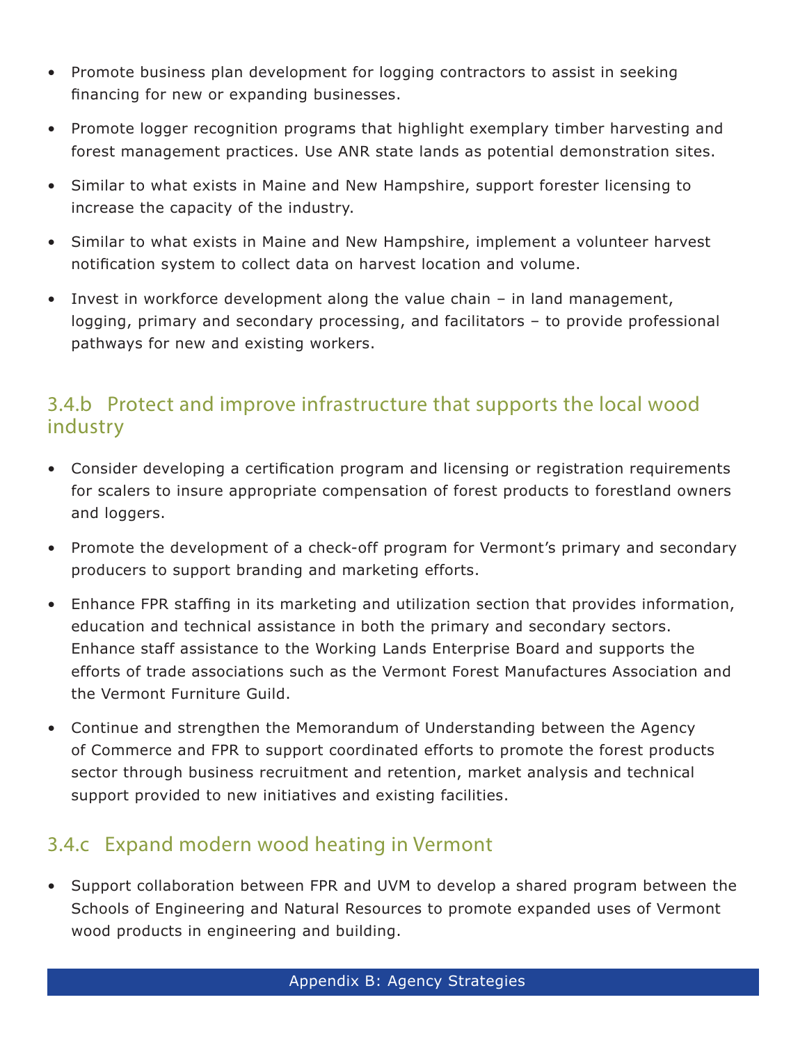- Promote business plan development for logging contractors to assist in seeking financing for new or expanding businesses.
- Promote logger recognition programs that highlight exemplary timber harvesting and forest management practices. Use ANR state lands as potential demonstration sites.
- Similar to what exists in Maine and New Hampshire, support forester licensing to increase the capacity of the industry.
- Similar to what exists in Maine and New Hampshire, implement a volunteer harvest notification system to collect data on harvest location and volume.
- Invest in workforce development along the value chain – in land management, logging, primary and secondary processing, and facilitators – to provide professional pathways for new and existing workers.

### 3.4.b Protect and improve infrastructure that supports the local wood industry

- Consider developing a certification program and licensing or registration requirements for scalers to insure appropriate compensation of forest products to forestland owners and loggers.
- Promote the development of a check-off program for Vermont's primary and secondary producers to support branding and marketing efforts.
- Enhance FPR staffing in its marketing and utilization section that provides information, education and technical assistance in both the primary and secondary sectors. Enhance staff assistance to the Working Lands Enterprise Board and supports the efforts of trade associations such as the Vermont Forest Manufactures Association and the Vermont Furniture Guild.
- Continue and strengthen the Memorandum of Understanding between the Agency of Commerce and FPR to support coordinated efforts to promote the forest products sector through business recruitment and retention, market analysis and technical support provided to new initiatives and existing facilities.

### 3.4.c Expand modern wood heating in Vermont

- Support collaboration between FPR and UVM to develop a shared program between the Schools of Engineering and Natural Resources to promote expanded uses of Vermont wood products in engineering and building.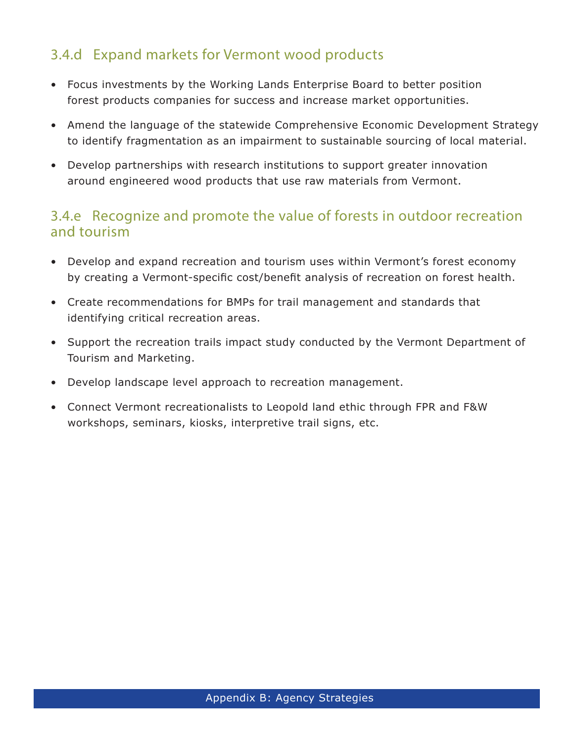### 3.4.d Expand markets for Vermont wood products

- Focus investments by the Working Lands Enterprise Board to better position forest products companies for success and increase market opportunities.
- Amend the language of the statewide Comprehensive Economic Development Strategy to identify fragmentation as an impairment to sustainable sourcing of local material.
- Develop partnerships with research institutions to support greater innovation around engineered wood products that use raw materials from Vermont.

### 3.4.e Recognize and promote the value of forests in outdoor recreation and tourism

- Develop and expand recreation and tourism uses within Vermont's forest economy by creating a Vermont-specific cost/benefit analysis of recreation on forest health.
- Create recommendations for BMPs for trail management and standards that identifying critical recreation areas.
- Support the recreation trails impact study conducted by the Vermont Department of Tourism and Marketing.
- Develop landscape level approach to recreation management.
- Connect Vermont recreationalists to Leopold land ethic through FPR and F&W workshops, seminars, kiosks, interpretive trail signs, etc.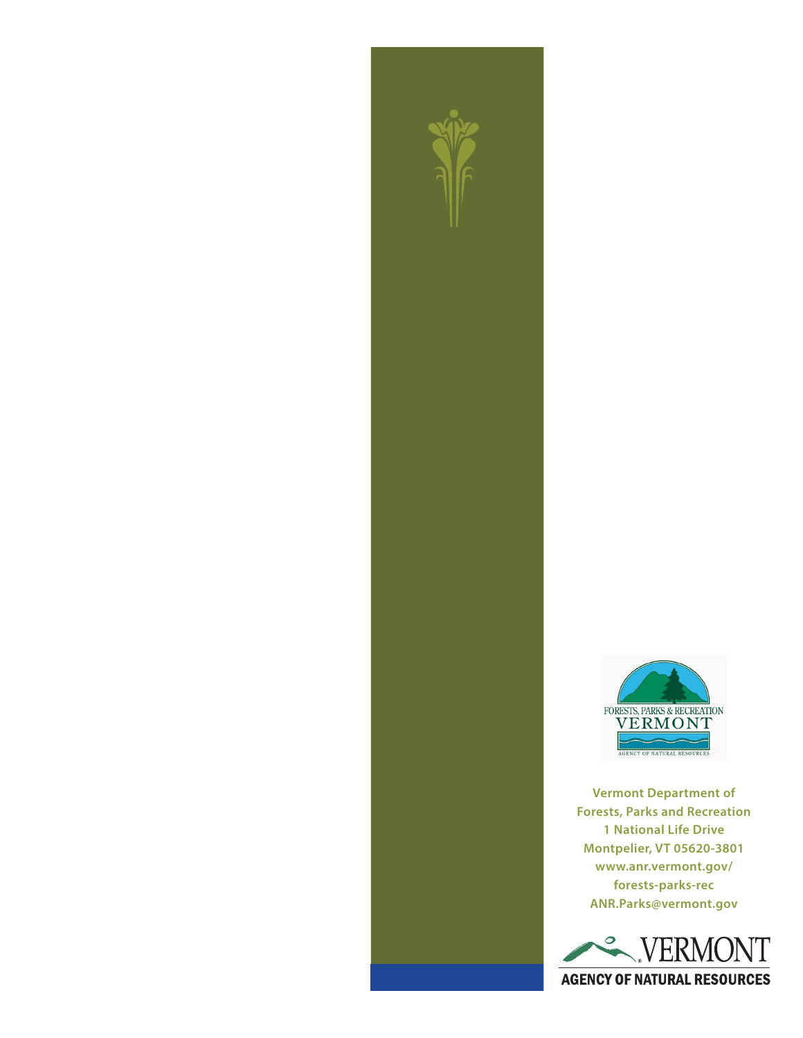FORESTS, PARKS & RECREATION
VERMONT
AGENCY OF NATURAL RESOURCES

**Vermont Department of Forests, Parks and Recreation**
**1 National Life Drive**
**Montpelier, VT 05620-3801**
**www.anr.vermont.gov/forests-parks-rec**
**ANR.Parks@vermont.gov**

VERMONT
AGENCY OF NATURAL RESOURCES